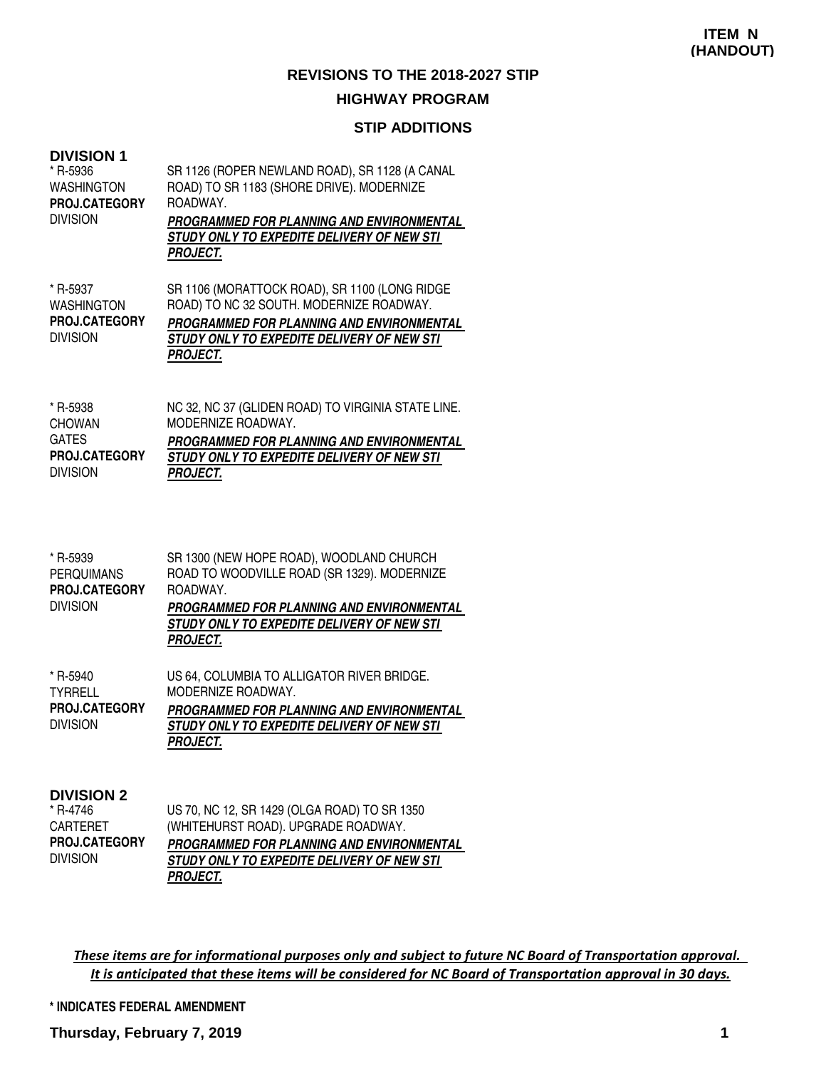**ITEM N (HANDOUT)**

## REVISIONS TO THE 2018-2027 STIP

## HIGHWAY PROGRAM

### STIP ADDITIONS

### DIVISION 1

* R-5936
WASHINGTON
**PROJ.CATEGORY**
DIVISION

SR 1126 (ROPER NEWLAND ROAD), SR 1128 (A CANAL ROAD) TO SR 1183 (SHORE DRIVE). MODERNIZE ROADWAY.
***PROGRAMMED FOR PLANNING AND ENVIRONMENTAL STUDY ONLY TO EXPEDITE DELIVERY OF NEW STI PROJECT.***

* R-5937
WASHINGTON
**PROJ.CATEGORY**
DIVISION

SR 1106 (MORATTOCK ROAD), SR 1100 (LONG RIDGE ROAD) TO NC 32 SOUTH. MODERNIZE ROADWAY.
***PROGRAMMED FOR PLANNING AND ENVIRONMENTAL STUDY ONLY TO EXPEDITE DELIVERY OF NEW STI PROJECT.***

* R-5938
CHOWAN
GATES
**PROJ.CATEGORY**
DIVISION

NC 32, NC 37 (GLIDEN ROAD) TO VIRGINIA STATE LINE. MODERNIZE ROADWAY.
***PROGRAMMED FOR PLANNING AND ENVIRONMENTAL STUDY ONLY TO EXPEDITE DELIVERY OF NEW STI PROJECT.***

* R-5939
PERQUIMANS
**PROJ.CATEGORY**
DIVISION

SR 1300 (NEW HOPE ROAD), WOODLAND CHURCH ROAD TO WOODVILLE ROAD (SR 1329). MODERNIZE ROADWAY.
***PROGRAMMED FOR PLANNING AND ENVIRONMENTAL STUDY ONLY TO EXPEDITE DELIVERY OF NEW STI PROJECT.***

* R-5940
TYRRELL
**PROJ.CATEGORY**
DIVISION

US 64, COLUMBIA TO ALLIGATOR RIVER BRIDGE. MODERNIZE ROADWAY.
***PROGRAMMED FOR PLANNING AND ENVIRONMENTAL STUDY ONLY TO EXPEDITE DELIVERY OF NEW STI PROJECT.***

### DIVISION 2

* R-4746
CARTERET
**PROJ.CATEGORY**
DIVISION

US 70, NC 12, SR 1429 (OLGA ROAD) TO SR 1350 (WHITEHURST ROAD). UPGRADE ROADWAY.
***PROGRAMMED FOR PLANNING AND ENVIRONMENTAL STUDY ONLY TO EXPEDITE DELIVERY OF NEW STI PROJECT.***

*These items are for informational purposes only and subject to future NC Board of Transportation approval. It is anticipated that these items will be considered for NC Board of Transportation approval in 30 days.*

**\* INDICATES FEDERAL AMENDMENT**

**Thursday, February 7, 2019**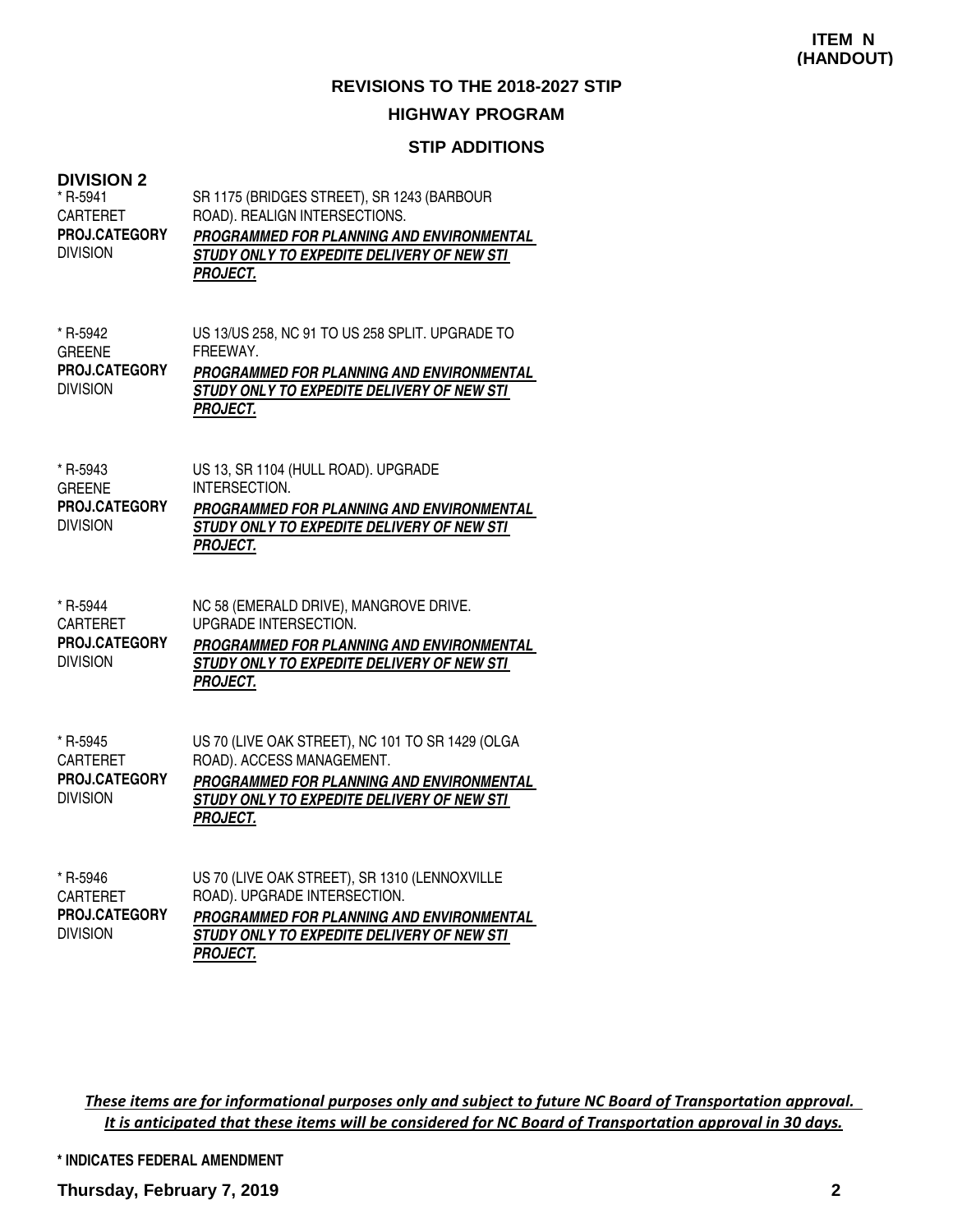**ITEM N**
**(HANDOUT)**

## REVISIONS TO THE 2018-2027 STIP

### HIGHWAY PROGRAM

### STIP ADDITIONS

**DIVISION 2**

* R-5941
CARTERET
**PROJ.CATEGORY**
DIVISION

SR 1175 (BRIDGES STREET), SR 1243 (BARBOUR ROAD). REALIGN INTERSECTIONS.
***PROGRAMMED FOR PLANNING AND ENVIRONMENTAL STUDY ONLY TO EXPEDITE DELIVERY OF NEW STI PROJECT.***

* R-5942
GREENE
**PROJ.CATEGORY**
DIVISION

US 13/US 258, NC 91 TO US 258 SPLIT. UPGRADE TO FREEWAY.
***PROGRAMMED FOR PLANNING AND ENVIRONMENTAL STUDY ONLY TO EXPEDITE DELIVERY OF NEW STI PROJECT.***

* R-5943
GREENE
**PROJ.CATEGORY**
DIVISION

US 13, SR 1104 (HULL ROAD). UPGRADE INTERSECTION.
***PROGRAMMED FOR PLANNING AND ENVIRONMENTAL STUDY ONLY TO EXPEDITE DELIVERY OF NEW STI PROJECT.***

* R-5944
CARTERET
**PROJ.CATEGORY**
DIVISION

NC 58 (EMERALD DRIVE), MANGROVE DRIVE. UPGRADE INTERSECTION.
***PROGRAMMED FOR PLANNING AND ENVIRONMENTAL STUDY ONLY TO EXPEDITE DELIVERY OF NEW STI PROJECT.***

* R-5945
CARTERET
**PROJ.CATEGORY**
DIVISION

US 70 (LIVE OAK STREET), NC 101 TO SR 1429 (OLGA ROAD). ACCESS MANAGEMENT.
***PROGRAMMED FOR PLANNING AND ENVIRONMENTAL STUDY ONLY TO EXPEDITE DELIVERY OF NEW STI PROJECT.***

* R-5946
CARTERET
**PROJ.CATEGORY**
DIVISION

US 70 (LIVE OAK STREET), SR 1310 (LENNOXVILLE ROAD). UPGRADE INTERSECTION.
***PROGRAMMED FOR PLANNING AND ENVIRONMENTAL STUDY ONLY TO EXPEDITE DELIVERY OF NEW STI PROJECT.***

*These items are for informational purposes only and subject to future NC Board of Transportation approval. It is anticipated that these items will be considered for NC Board of Transportation approval in 30 days.*

**\* INDICATES FEDERAL AMENDMENT**

**Thursday, February 7, 2019**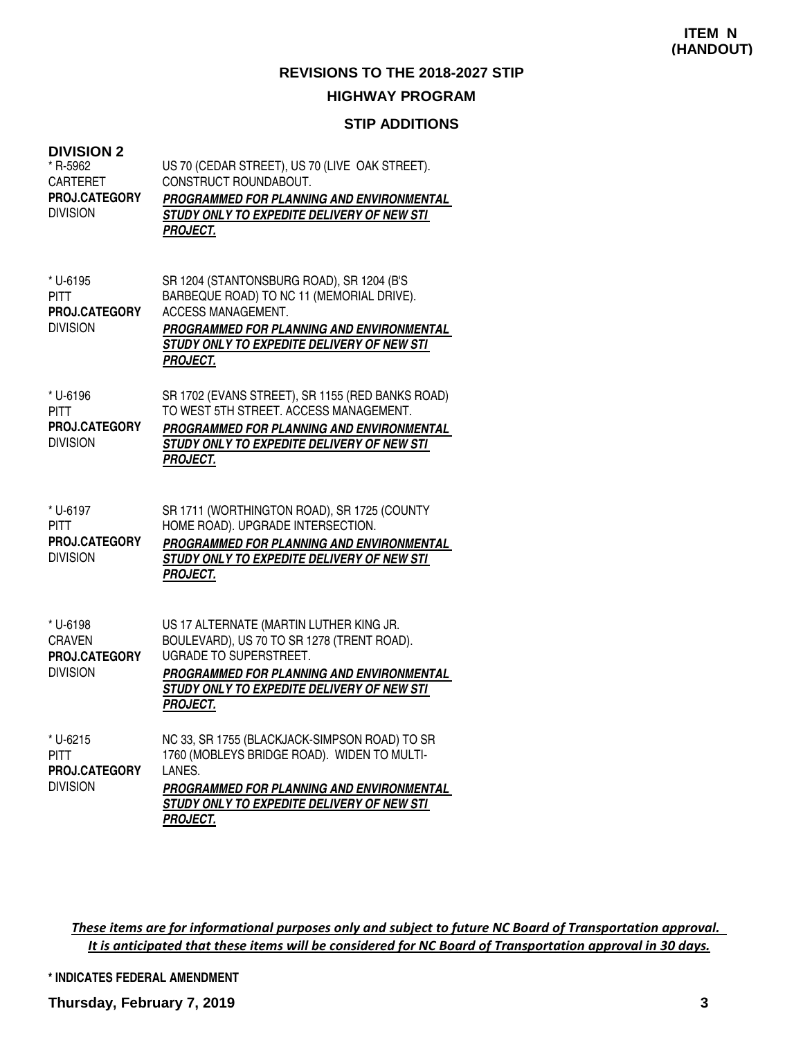**ITEM N (HANDOUT)**

# REVISIONS TO THE 2018-2027 STIP

## HIGHWAY PROGRAM

### STIP ADDITIONS

**DIVISION 2**

* R-5962
CARTERET
**PROJ.CATEGORY**
DIVISION

US 70 (CEDAR STREET), US 70 (LIVE OAK STREET). CONSTRUCT ROUNDABOUT.
***PROGRAMMED FOR PLANNING AND ENVIRONMENTAL STUDY ONLY TO EXPEDITE DELIVERY OF NEW STI PROJECT.***

* U-6195
PITT
**PROJ.CATEGORY**
DIVISION

SR 1204 (STANTONSBURG ROAD), SR 1204 (B'S BARBEQUE ROAD) TO NC 11 (MEMORIAL DRIVE). ACCESS MANAGEMENT.
***PROGRAMMED FOR PLANNING AND ENVIRONMENTAL STUDY ONLY TO EXPEDITE DELIVERY OF NEW STI PROJECT.***

* U-6196
PITT
**PROJ.CATEGORY**
DIVISION

SR 1702 (EVANS STREET), SR 1155 (RED BANKS ROAD) TO WEST 5TH STREET. ACCESS MANAGEMENT.
***PROGRAMMED FOR PLANNING AND ENVIRONMENTAL STUDY ONLY TO EXPEDITE DELIVERY OF NEW STI PROJECT.***

* U-6197
PITT
**PROJ.CATEGORY**
DIVISION

SR 1711 (WORTHINGTON ROAD), SR 1725 (COUNTY HOME ROAD). UPGRADE INTERSECTION.
***PROGRAMMED FOR PLANNING AND ENVIRONMENTAL STUDY ONLY TO EXPEDITE DELIVERY OF NEW STI PROJECT.***

* U-6198
CRAVEN
**PROJ.CATEGORY**
DIVISION

US 17 ALTERNATE (MARTIN LUTHER KING JR. BOULEVARD), US 70 TO SR 1278 (TRENT ROAD). UGRADE TO SUPERSTREET.
***PROGRAMMED FOR PLANNING AND ENVIRONMENTAL STUDY ONLY TO EXPEDITE DELIVERY OF NEW STI PROJECT.***

* U-6215
PITT
**PROJ.CATEGORY**
DIVISION

NC 33, SR 1755 (BLACKJACK-SIMPSON ROAD) TO SR 1760 (MOBLEYS BRIDGE ROAD). WIDEN TO MULTI-LANES.
***PROGRAMMED FOR PLANNING AND ENVIRONMENTAL STUDY ONLY TO EXPEDITE DELIVERY OF NEW STI PROJECT.***

*These items are for informational purposes only and subject to future NC Board of Transportation approval. It is anticipated that these items will be considered for NC Board of Transportation approval in 30 days.*

**\* INDICATES FEDERAL AMENDMENT**

**Thursday, February 7, 2019**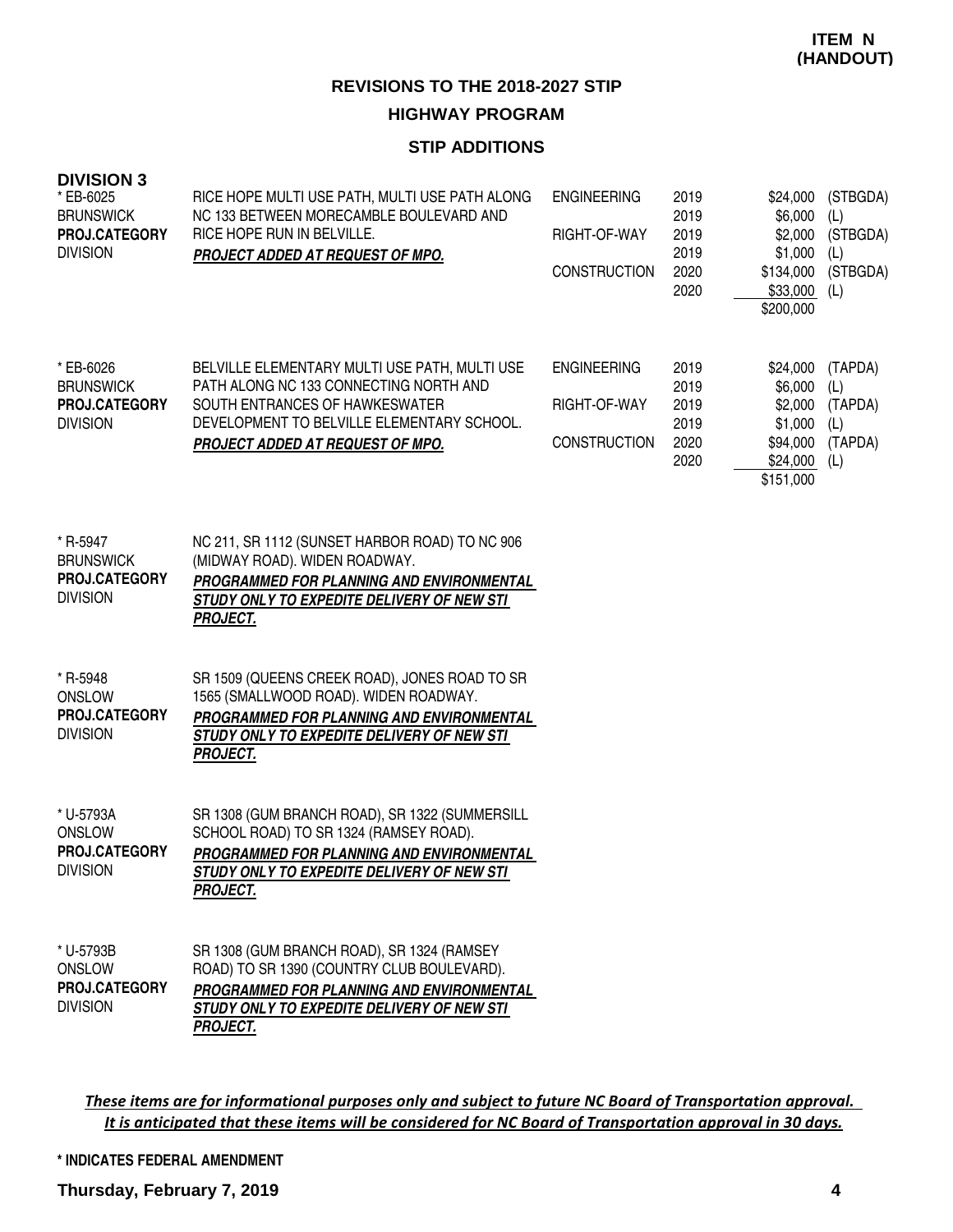**ITEM N (HANDOUT)**

## REVISIONS TO THE 2018-2027 STIP

## HIGHWAY PROGRAM

### STIP ADDITIONS

**DIVISION 3**

| Project | Description | Phase | Year | Amount | Source |
|---|---|---|---|---|---|
| * EB-6025<br>BRUNSWICK<br>**PROJ.CATEGORY**<br>DIVISION | RICE HOPE MULTI USE PATH, MULTI USE PATH ALONG NC 133 BETWEEN MORECAMBLE BOULEVARD AND RICE HOPE RUN IN BELVILLE.<br>***PROJECT ADDED AT REQUEST OF MPO.*** | ENGINEERING | 2019 | $24,000 | (STBGDA) |
| | | | 2019 | $6,000 | (L) |
| | | RIGHT-OF-WAY | 2019 | $2,000 | (STBGDA) |
| | | | 2019 | $1,000 | (L) |
| | | CONSTRUCTION | 2020 | $134,000 | (STBGDA) |
| | | | 2020 | $33,000 | (L) |
| | | | | $200,000 | |
| * EB-6026<br>BRUNSWICK<br>**PROJ.CATEGORY**<br>DIVISION | BELVILLE ELEMENTARY MULTI USE PATH, MULTI USE PATH ALONG NC 133 CONNECTING NORTH AND SOUTH ENTRANCES OF HAWKESWATER DEVELOPMENT TO BELVILLE ELEMENTARY SCHOOL.<br>***PROJECT ADDED AT REQUEST OF MPO.*** | ENGINEERING | 2019 | $24,000 | (TAPDA) |
| | | | 2019 | $6,000 | (L) |
| | | RIGHT-OF-WAY | 2019 | $2,000 | (TAPDA) |
| | | | 2019 | $1,000 | (L) |
| | | CONSTRUCTION | 2020 | $94,000 | (TAPDA) |
| | | | 2020 | $24,000 | (L) |
| | | | | $151,000 | |
| * R-5947<br>BRUNSWICK<br>**PROJ.CATEGORY**<br>DIVISION | NC 211, SR 1112 (SUNSET HARBOR ROAD) TO NC 906 (MIDWAY ROAD). WIDEN ROADWAY.<br>***PROGRAMMED FOR PLANNING AND ENVIRONMENTAL STUDY ONLY TO EXPEDITE DELIVERY OF NEW STI PROJECT.*** | | | | |
| * R-5948<br>ONSLOW<br>**PROJ.CATEGORY**<br>DIVISION | SR 1509 (QUEENS CREEK ROAD), JONES ROAD TO SR 1565 (SMALLWOOD ROAD). WIDEN ROADWAY.<br>***PROGRAMMED FOR PLANNING AND ENVIRONMENTAL STUDY ONLY TO EXPEDITE DELIVERY OF NEW STI PROJECT.*** | | | | |
| * U-5793A<br>ONSLOW<br>**PROJ.CATEGORY**<br>DIVISION | SR 1308 (GUM BRANCH ROAD), SR 1322 (SUMMERSILL SCHOOL ROAD) TO SR 1324 (RAMSEY ROAD).<br>***PROGRAMMED FOR PLANNING AND ENVIRONMENTAL STUDY ONLY TO EXPEDITE DELIVERY OF NEW STI PROJECT.*** | | | | |
| * U-5793B<br>ONSLOW<br>**PROJ.CATEGORY**<br>DIVISION | SR 1308 (GUM BRANCH ROAD), SR 1324 (RAMSEY ROAD) TO SR 1390 (COUNTRY CLUB BOULEVARD).<br>***PROGRAMMED FOR PLANNING AND ENVIRONMENTAL STUDY ONLY TO EXPEDITE DELIVERY OF NEW STI PROJECT.*** | | | | |

*These items are for informational purposes only and subject to future NC Board of Transportation approval. It is anticipated that these items will be considered for NC Board of Transportation approval in 30 days.*

**\* INDICATES FEDERAL AMENDMENT**

**Thursday, February 7, 2019**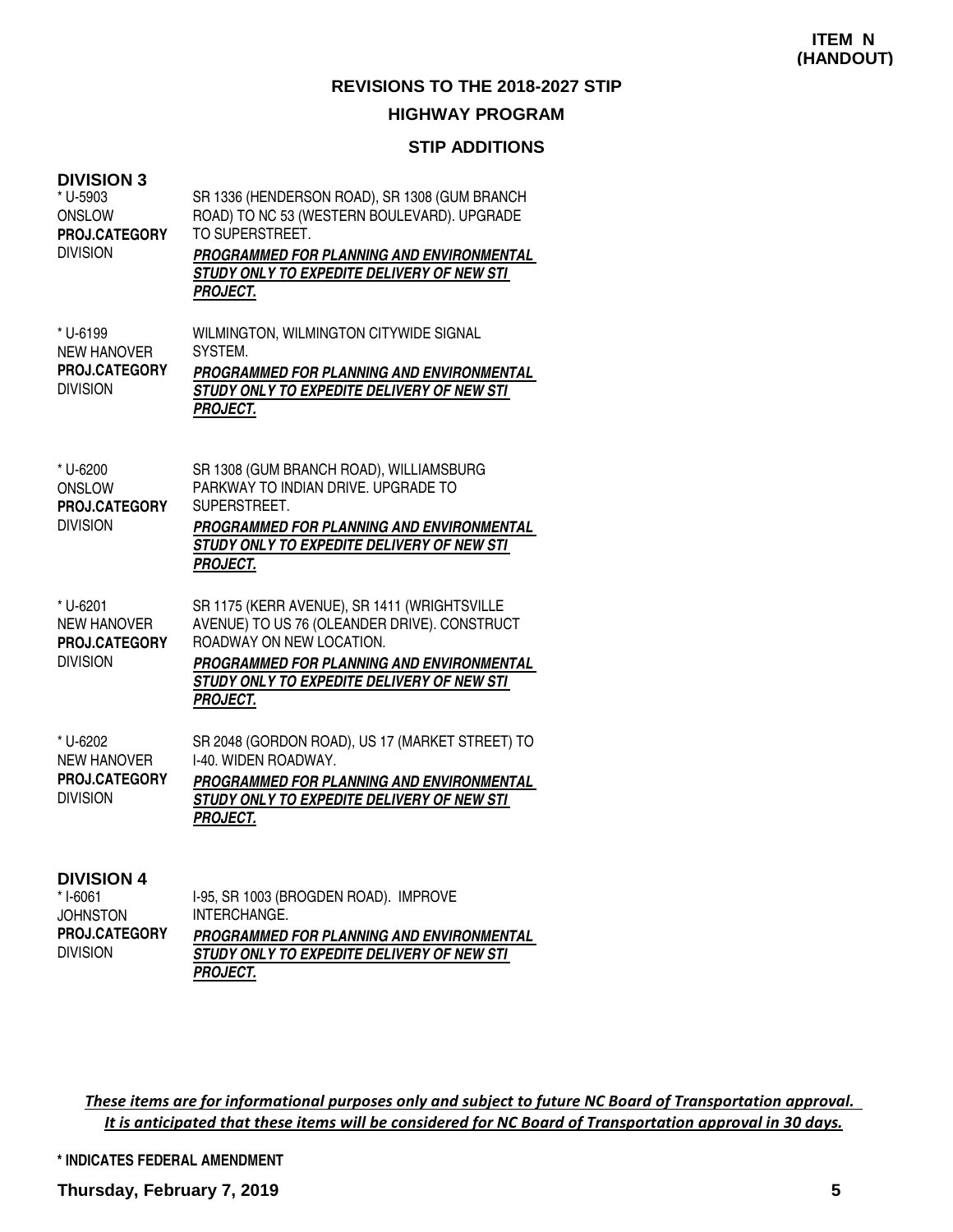**ITEM N (HANDOUT)**

# REVISIONS TO THE 2018-2027 STIP

## HIGHWAY PROGRAM

### STIP ADDITIONS

#### DIVISION 3

| | |
|---|---|
| * U-5903<br>ONSLOW<br>**PROJ.CATEGORY**<br>DIVISION | SR 1336 (HENDERSON ROAD), SR 1308 (GUM BRANCH ROAD) TO NC 53 (WESTERN BOULEVARD). UPGRADE TO SUPERSTREET.<br>***PROGRAMMED FOR PLANNING AND ENVIRONMENTAL STUDY ONLY TO EXPEDITE DELIVERY OF NEW STI PROJECT.*** |
| * U-6199<br>NEW HANOVER<br>**PROJ.CATEGORY**<br>DIVISION | WILMINGTON, WILMINGTON CITYWIDE SIGNAL SYSTEM.<br>***PROGRAMMED FOR PLANNING AND ENVIRONMENTAL STUDY ONLY TO EXPEDITE DELIVERY OF NEW STI PROJECT.*** |
| * U-6200<br>ONSLOW<br>**PROJ.CATEGORY**<br>DIVISION | SR 1308 (GUM BRANCH ROAD), WILLIAMSBURG PARKWAY TO INDIAN DRIVE. UPGRADE TO SUPERSTREET.<br>***PROGRAMMED FOR PLANNING AND ENVIRONMENTAL STUDY ONLY TO EXPEDITE DELIVERY OF NEW STI PROJECT.*** |
| * U-6201<br>NEW HANOVER<br>**PROJ.CATEGORY**<br>DIVISION | SR 1175 (KERR AVENUE), SR 1411 (WRIGHTSVILLE AVENUE) TO US 76 (OLEANDER DRIVE). CONSTRUCT ROADWAY ON NEW LOCATION.<br>***PROGRAMMED FOR PLANNING AND ENVIRONMENTAL STUDY ONLY TO EXPEDITE DELIVERY OF NEW STI PROJECT.*** |
| * U-6202<br>NEW HANOVER<br>**PROJ.CATEGORY**<br>DIVISION | SR 2048 (GORDON ROAD), US 17 (MARKET STREET) TO I-40. WIDEN ROADWAY.<br>***PROGRAMMED FOR PLANNING AND ENVIRONMENTAL STUDY ONLY TO EXPEDITE DELIVERY OF NEW STI PROJECT.*** |

#### DIVISION 4

| | |
|---|---|
| * I-6061<br>JOHNSTON<br>**PROJ.CATEGORY**<br>DIVISION | I-95, SR 1003 (BROGDEN ROAD). IMPROVE INTERCHANGE.<br>***PROGRAMMED FOR PLANNING AND ENVIRONMENTAL STUDY ONLY TO EXPEDITE DELIVERY OF NEW STI PROJECT.*** |

*These items are for informational purposes only and subject to future NC Board of Transportation approval. It is anticipated that these items will be considered for NC Board of Transportation approval in 30 days.*

**\* INDICATES FEDERAL AMENDMENT**

**Thursday, February 7, 2019**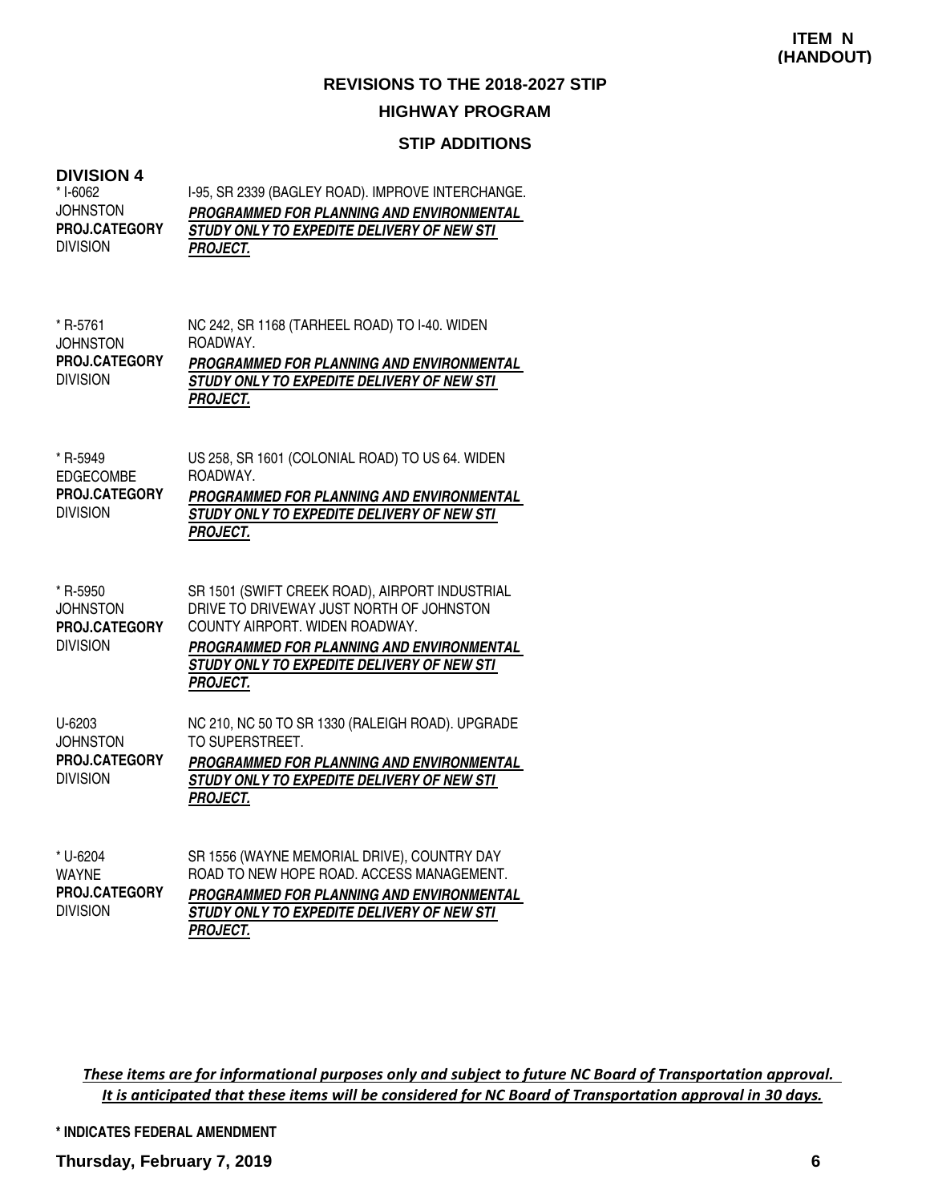**ITEM N (HANDOUT)**

## REVISIONS TO THE 2018-2027 STIP

### HIGHWAY PROGRAM

### STIP ADDITIONS

**DIVISION 4**

| | |
|---|---|
| * I-6062<br>JOHNSTON<br>**PROJ.CATEGORY**<br>DIVISION | I-95, SR 2339 (BAGLEY ROAD). IMPROVE INTERCHANGE.<br>***PROGRAMMED FOR PLANNING AND ENVIRONMENTAL STUDY ONLY TO EXPEDITE DELIVERY OF NEW STI PROJECT.*** |
| * R-5761<br>JOHNSTON<br>**PROJ.CATEGORY**<br>DIVISION | NC 242, SR 1168 (TARHEEL ROAD) TO I-40. WIDEN ROADWAY.<br>***PROGRAMMED FOR PLANNING AND ENVIRONMENTAL STUDY ONLY TO EXPEDITE DELIVERY OF NEW STI PROJECT.*** |
| * R-5949<br>EDGECOMBE<br>**PROJ.CATEGORY**<br>DIVISION | US 258, SR 1601 (COLONIAL ROAD) TO US 64. WIDEN ROADWAY.<br>***PROGRAMMED FOR PLANNING AND ENVIRONMENTAL STUDY ONLY TO EXPEDITE DELIVERY OF NEW STI PROJECT.*** |
| * R-5950<br>JOHNSTON<br>**PROJ.CATEGORY**<br>DIVISION | SR 1501 (SWIFT CREEK ROAD), AIRPORT INDUSTRIAL DRIVE TO DRIVEWAY JUST NORTH OF JOHNSTON COUNTY AIRPORT. WIDEN ROADWAY.<br>***PROGRAMMED FOR PLANNING AND ENVIRONMENTAL STUDY ONLY TO EXPEDITE DELIVERY OF NEW STI PROJECT.*** |
| U-6203<br>JOHNSTON<br>**PROJ.CATEGORY**<br>DIVISION | NC 210, NC 50 TO SR 1330 (RALEIGH ROAD). UPGRADE TO SUPERSTREET.<br>***PROGRAMMED FOR PLANNING AND ENVIRONMENTAL STUDY ONLY TO EXPEDITE DELIVERY OF NEW STI PROJECT.*** |
| * U-6204<br>WAYNE<br>**PROJ.CATEGORY**<br>DIVISION | SR 1556 (WAYNE MEMORIAL DRIVE), COUNTRY DAY ROAD TO NEW HOPE ROAD. ACCESS MANAGEMENT.<br>***PROGRAMMED FOR PLANNING AND ENVIRONMENTAL STUDY ONLY TO EXPEDITE DELIVERY OF NEW STI PROJECT.*** |

*These items are for informational purposes only and subject to future NC Board of Transportation approval. It is anticipated that these items will be considered for NC Board of Transportation approval in 30 days.*

**\* INDICATES FEDERAL AMENDMENT**

**Thursday, February 7, 2019**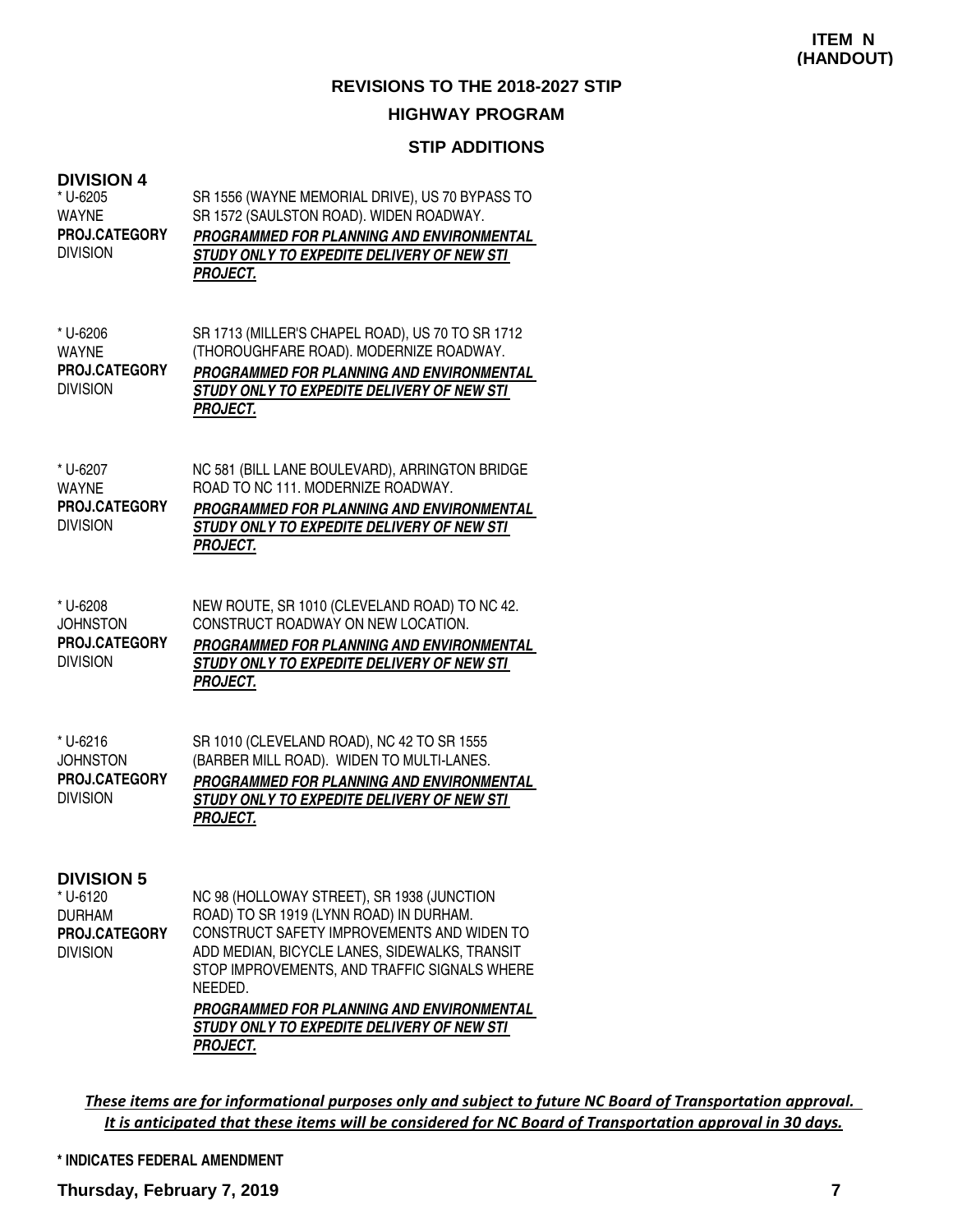**ITEM N (HANDOUT)**

## REVISIONS TO THE 2018-2027 STIP

### HIGHWAY PROGRAM

### STIP ADDITIONS

**DIVISION 4**

* U-6205
WAYNE
**PROJ.CATEGORY**
DIVISION

SR 1556 (WAYNE MEMORIAL DRIVE), US 70 BYPASS TO SR 1572 (SAULSTON ROAD). WIDEN ROADWAY.
***PROGRAMMED FOR PLANNING AND ENVIRONMENTAL STUDY ONLY TO EXPEDITE DELIVERY OF NEW STI PROJECT.***

* U-6206
WAYNE
**PROJ.CATEGORY**
DIVISION

SR 1713 (MILLER'S CHAPEL ROAD), US 70 TO SR 1712 (THOROUGHFARE ROAD). MODERNIZE ROADWAY.
***PROGRAMMED FOR PLANNING AND ENVIRONMENTAL STUDY ONLY TO EXPEDITE DELIVERY OF NEW STI PROJECT.***

* U-6207
WAYNE
**PROJ.CATEGORY**
DIVISION

NC 581 (BILL LANE BOULEVARD), ARRINGTON BRIDGE ROAD TO NC 111. MODERNIZE ROADWAY.
***PROGRAMMED FOR PLANNING AND ENVIRONMENTAL STUDY ONLY TO EXPEDITE DELIVERY OF NEW STI PROJECT.***

* U-6208
JOHNSTON
**PROJ.CATEGORY**
DIVISION

NEW ROUTE, SR 1010 (CLEVELAND ROAD) TO NC 42. CONSTRUCT ROADWAY ON NEW LOCATION.
***PROGRAMMED FOR PLANNING AND ENVIRONMENTAL STUDY ONLY TO EXPEDITE DELIVERY OF NEW STI PROJECT.***

* U-6216
JOHNSTON
**PROJ.CATEGORY**
DIVISION

SR 1010 (CLEVELAND ROAD), NC 42 TO SR 1555 (BARBER MILL ROAD). WIDEN TO MULTI-LANES.
***PROGRAMMED FOR PLANNING AND ENVIRONMENTAL STUDY ONLY TO EXPEDITE DELIVERY OF NEW STI PROJECT.***

**DIVISION 5**

* U-6120
DURHAM
**PROJ.CATEGORY**
DIVISION

NC 98 (HOLLOWAY STREET), SR 1938 (JUNCTION ROAD) TO SR 1919 (LYNN ROAD) IN DURHAM. CONSTRUCT SAFETY IMPROVEMENTS AND WIDEN TO ADD MEDIAN, BICYCLE LANES, SIDEWALKS, TRANSIT STOP IMPROVEMENTS, AND TRAFFIC SIGNALS WHERE NEEDED.
***PROGRAMMED FOR PLANNING AND ENVIRONMENTAL STUDY ONLY TO EXPEDITE DELIVERY OF NEW STI PROJECT.***

*These items are for informational purposes only and subject to future NC Board of Transportation approval. It is anticipated that these items will be considered for NC Board of Transportation approval in 30 days.*

**\* INDICATES FEDERAL AMENDMENT**

**Thursday, February 7, 2019**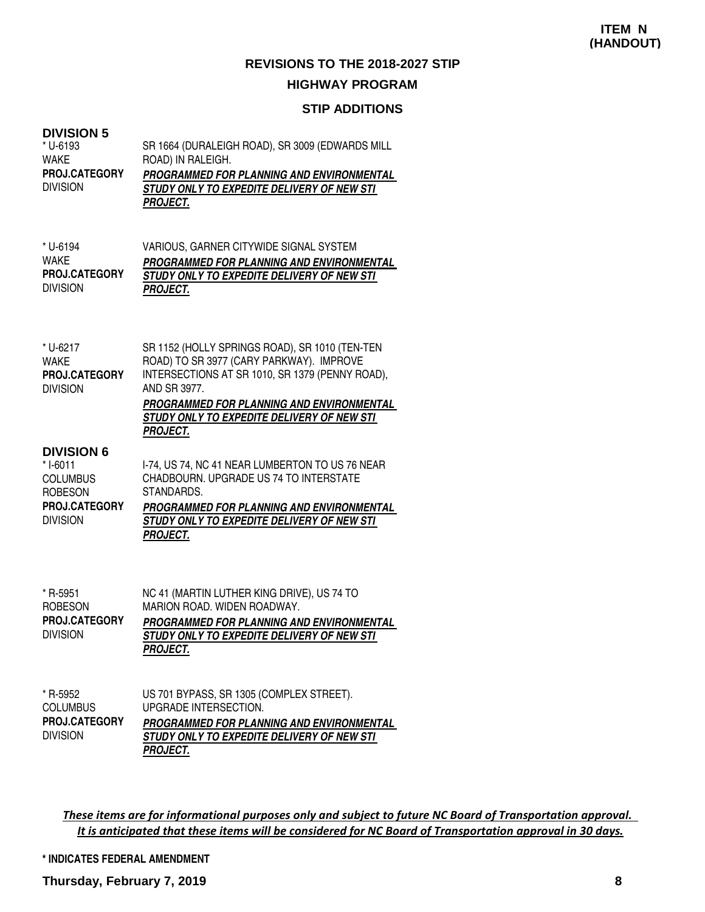**ITEM N (HANDOUT)**

## REVISIONS TO THE 2018-2027 STIP

### HIGHWAY PROGRAM

### STIP ADDITIONS

**DIVISION 5**

* U-6193
WAKE
**PROJ.CATEGORY**
DIVISION

SR 1664 (DURALEIGH ROAD), SR 3009 (EDWARDS MILL ROAD) IN RALEIGH.
***PROGRAMMED FOR PLANNING AND ENVIRONMENTAL STUDY ONLY TO EXPEDITE DELIVERY OF NEW STI PROJECT.***

* U-6194
WAKE
**PROJ.CATEGORY**
DIVISION

VARIOUS, GARNER CITYWIDE SIGNAL SYSTEM
***PROGRAMMED FOR PLANNING AND ENVIRONMENTAL STUDY ONLY TO EXPEDITE DELIVERY OF NEW STI PROJECT.***

* U-6217
WAKE
**PROJ.CATEGORY**
DIVISION

SR 1152 (HOLLY SPRINGS ROAD), SR 1010 (TEN-TEN ROAD) TO SR 3977 (CARY PARKWAY). IMPROVE INTERSECTIONS AT SR 1010, SR 1379 (PENNY ROAD), AND SR 3977.
***PROGRAMMED FOR PLANNING AND ENVIRONMENTAL STUDY ONLY TO EXPEDITE DELIVERY OF NEW STI PROJECT.***

**DIVISION 6**

* I-6011
COLUMBUS
ROBESON
**PROJ.CATEGORY**
DIVISION

I-74, US 74, NC 41 NEAR LUMBERTON TO US 76 NEAR CHADBOURN. UPGRADE US 74 TO INTERSTATE STANDARDS.
***PROGRAMMED FOR PLANNING AND ENVIRONMENTAL STUDY ONLY TO EXPEDITE DELIVERY OF NEW STI PROJECT.***

* R-5951
ROBESON
**PROJ.CATEGORY**
DIVISION

NC 41 (MARTIN LUTHER KING DRIVE), US 74 TO MARION ROAD. WIDEN ROADWAY.
***PROGRAMMED FOR PLANNING AND ENVIRONMENTAL STUDY ONLY TO EXPEDITE DELIVERY OF NEW STI PROJECT.***

* R-5952
COLUMBUS
**PROJ.CATEGORY**
DIVISION

US 701 BYPASS, SR 1305 (COMPLEX STREET). UPGRADE INTERSECTION.
***PROGRAMMED FOR PLANNING AND ENVIRONMENTAL STUDY ONLY TO EXPEDITE DELIVERY OF NEW STI PROJECT.***

*These items are for informational purposes only and subject to future NC Board of Transportation approval. It is anticipated that these items will be considered for NC Board of Transportation approval in 30 days.*

**\* INDICATES FEDERAL AMENDMENT**

**Thursday, February 7, 2019**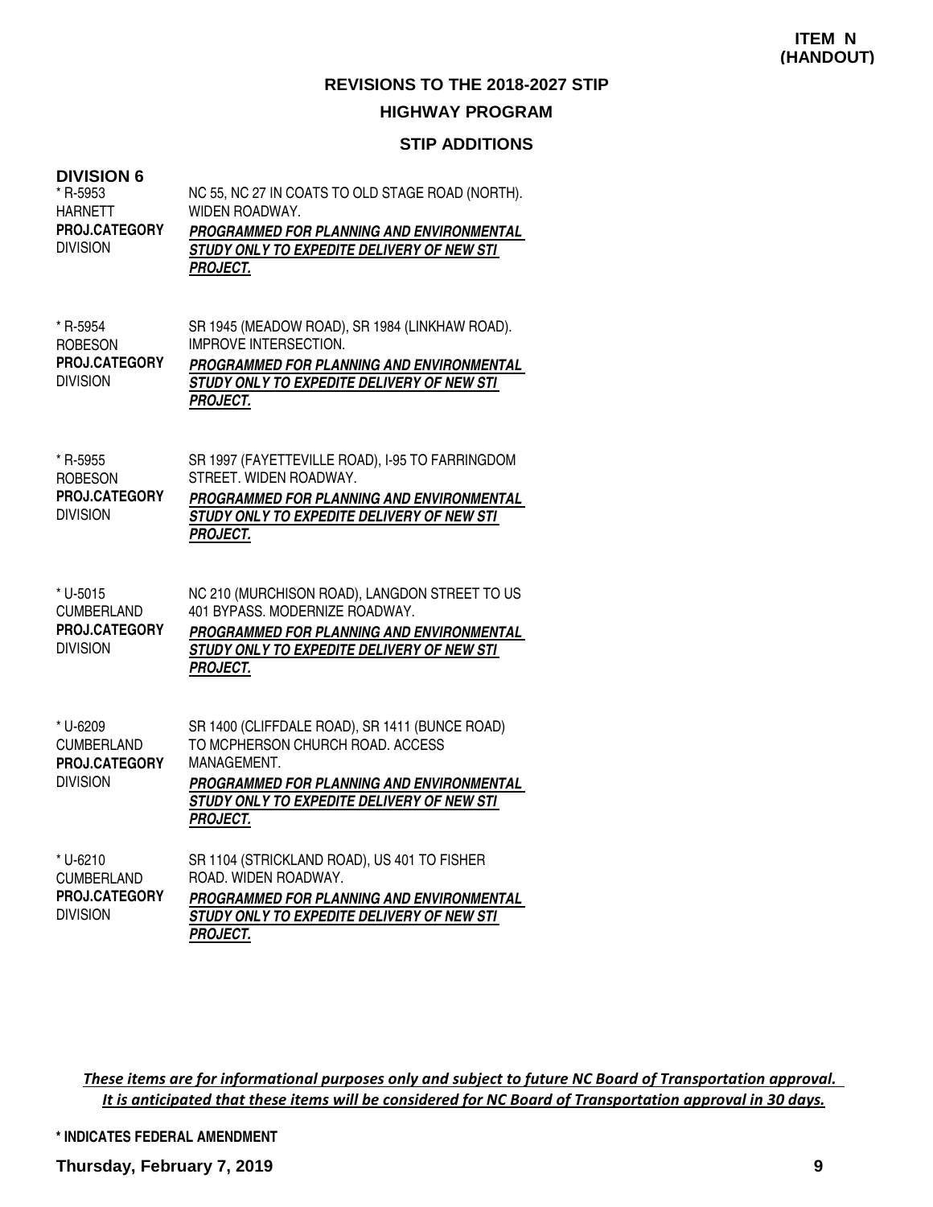**ITEM N (HANDOUT)**

## REVISIONS TO THE 2018-2027 STIP

### HIGHWAY PROGRAM

### STIP ADDITIONS

**DIVISION 6**

* R-5953
HARNETT
**PROJ.CATEGORY**
DIVISION

NC 55, NC 27 IN COATS TO OLD STAGE ROAD (NORTH). WIDEN ROADWAY.
***PROGRAMMED FOR PLANNING AND ENVIRONMENTAL STUDY ONLY TO EXPEDITE DELIVERY OF NEW STI PROJECT.***

* R-5954
ROBESON
**PROJ.CATEGORY**
DIVISION

SR 1945 (MEADOW ROAD), SR 1984 (LINKHAW ROAD). IMPROVE INTERSECTION.
***PROGRAMMED FOR PLANNING AND ENVIRONMENTAL STUDY ONLY TO EXPEDITE DELIVERY OF NEW STI PROJECT.***

* R-5955
ROBESON
**PROJ.CATEGORY**
DIVISION

SR 1997 (FAYETTEVILLE ROAD), I-95 TO FARRINGDOM STREET. WIDEN ROADWAY.
***PROGRAMMED FOR PLANNING AND ENVIRONMENTAL STUDY ONLY TO EXPEDITE DELIVERY OF NEW STI PROJECT.***

* U-5015
CUMBERLAND
**PROJ.CATEGORY**
DIVISION

NC 210 (MURCHISON ROAD), LANGDON STREET TO US 401 BYPASS. MODERNIZE ROADWAY.
***PROGRAMMED FOR PLANNING AND ENVIRONMENTAL STUDY ONLY TO EXPEDITE DELIVERY OF NEW STI PROJECT.***

* U-6209
CUMBERLAND
**PROJ.CATEGORY**
DIVISION

SR 1400 (CLIFFDALE ROAD), SR 1411 (BUNCE ROAD) TO MCPHERSON CHURCH ROAD. ACCESS MANAGEMENT.
***PROGRAMMED FOR PLANNING AND ENVIRONMENTAL STUDY ONLY TO EXPEDITE DELIVERY OF NEW STI PROJECT.***

* U-6210
CUMBERLAND
**PROJ.CATEGORY**
DIVISION

SR 1104 (STRICKLAND ROAD), US 401 TO FISHER ROAD. WIDEN ROADWAY.
***PROGRAMMED FOR PLANNING AND ENVIRONMENTAL STUDY ONLY TO EXPEDITE DELIVERY OF NEW STI PROJECT.***

*These items are for informational purposes only and subject to future NC Board of Transportation approval. It is anticipated that these items will be considered for NC Board of Transportation approval in 30 days.*

**\* INDICATES FEDERAL AMENDMENT**

**Thursday, February 7, 2019**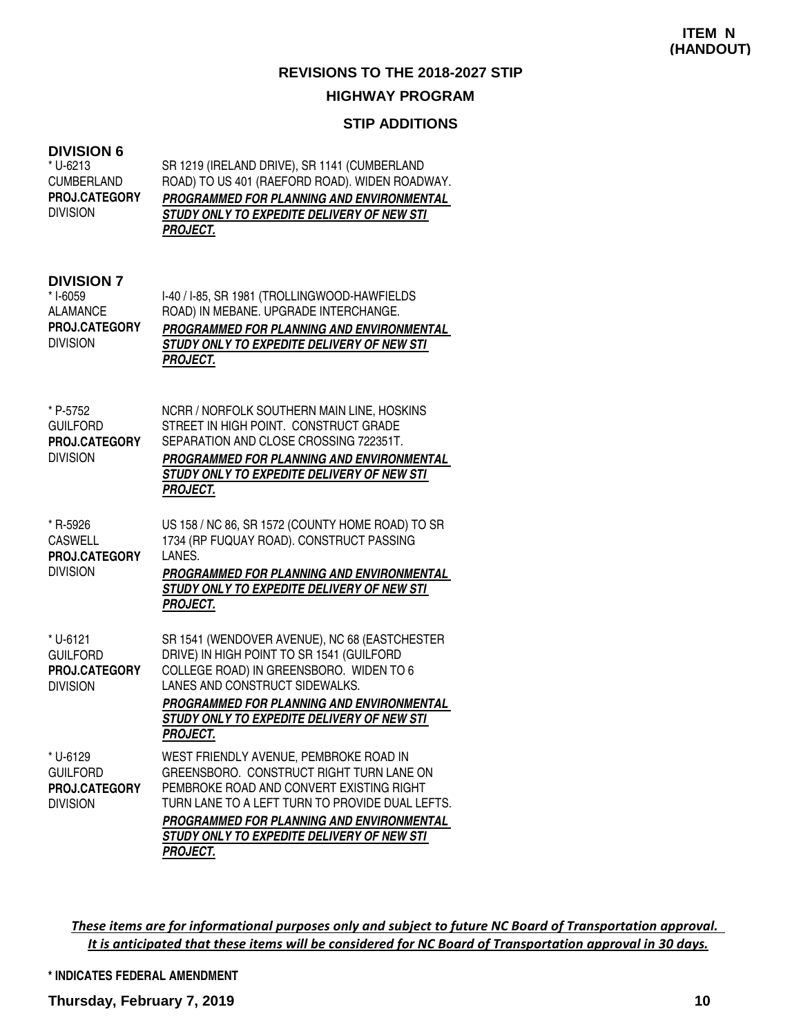**ITEM N (HANDOUT)**

## REVISIONS TO THE 2018-2027 STIP

### HIGHWAY PROGRAM

### STIP ADDITIONS

#### DIVISION 6

* U-6213
CUMBERLAND
**PROJ.CATEGORY**
DIVISION

SR 1219 (IRELAND DRIVE), SR 1141 (CUMBERLAND ROAD) TO US 401 (RAEFORD ROAD). WIDEN ROADWAY.
***PROGRAMMED FOR PLANNING AND ENVIRONMENTAL STUDY ONLY TO EXPEDITE DELIVERY OF NEW STI PROJECT.***

#### DIVISION 7

* I-6059
ALAMANCE
**PROJ.CATEGORY**
DIVISION

I-40 / I-85, SR 1981 (TROLLINGWOOD-HAWFIELDS ROAD) IN MEBANE. UPGRADE INTERCHANGE.
***PROGRAMMED FOR PLANNING AND ENVIRONMENTAL STUDY ONLY TO EXPEDITE DELIVERY OF NEW STI PROJECT.***

* P-5752
GUILFORD
**PROJ.CATEGORY**
DIVISION

NCRR / NORFOLK SOUTHERN MAIN LINE, HOSKINS STREET IN HIGH POINT. CONSTRUCT GRADE SEPARATION AND CLOSE CROSSING 722351T.
***PROGRAMMED FOR PLANNING AND ENVIRONMENTAL STUDY ONLY TO EXPEDITE DELIVERY OF NEW STI PROJECT.***

* R-5926
CASWELL
**PROJ.CATEGORY**
DIVISION

US 158 / NC 86, SR 1572 (COUNTY HOME ROAD) TO SR 1734 (RP FUQUAY ROAD). CONSTRUCT PASSING LANES.
***PROGRAMMED FOR PLANNING AND ENVIRONMENTAL STUDY ONLY TO EXPEDITE DELIVERY OF NEW STI PROJECT.***

* U-6121
GUILFORD
**PROJ.CATEGORY**
DIVISION

SR 1541 (WENDOVER AVENUE), NC 68 (EASTCHESTER DRIVE) IN HIGH POINT TO SR 1541 (GUILFORD COLLEGE ROAD) IN GREENSBORO. WIDEN TO 6 LANES AND CONSTRUCT SIDEWALKS.
***PROGRAMMED FOR PLANNING AND ENVIRONMENTAL STUDY ONLY TO EXPEDITE DELIVERY OF NEW STI PROJECT.***

* U-6129
GUILFORD
**PROJ.CATEGORY**
DIVISION

WEST FRIENDLY AVENUE, PEMBROKE ROAD IN GREENSBORO. CONSTRUCT RIGHT TURN LANE ON PEMBROKE ROAD AND CONVERT EXISTING RIGHT TURN LANE TO A LEFT TURN TO PROVIDE DUAL LEFTS.
***PROGRAMMED FOR PLANNING AND ENVIRONMENTAL STUDY ONLY TO EXPEDITE DELIVERY OF NEW STI PROJECT.***

*These items are for informational purposes only and subject to future NC Board of Transportation approval. It is anticipated that these items will be considered for NC Board of Transportation approval in 30 days.*

**\* INDICATES FEDERAL AMENDMENT**

**Thursday, February 7, 2019**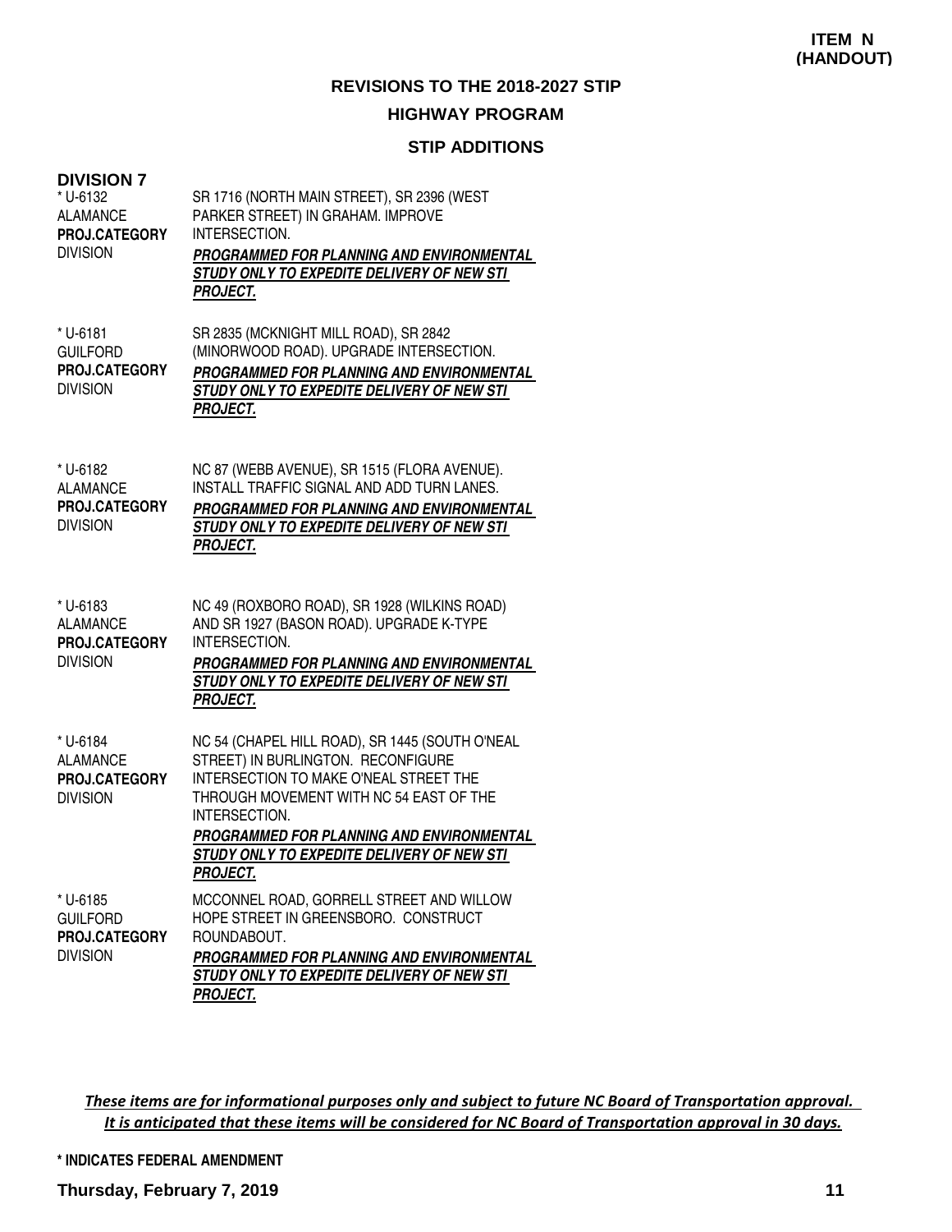**ITEM N (HANDOUT)**

## REVISIONS TO THE 2018-2027 STIP

### HIGHWAY PROGRAM

### STIP ADDITIONS

**DIVISION 7**

| | |
|---|---|
| * U-6132<br>ALAMANCE<br>**PROJ.CATEGORY**<br>DIVISION | SR 1716 (NORTH MAIN STREET), SR 2396 (WEST PARKER STREET) IN GRAHAM. IMPROVE INTERSECTION.<br>***PROGRAMMED FOR PLANNING AND ENVIRONMENTAL STUDY ONLY TO EXPEDITE DELIVERY OF NEW STI PROJECT.*** |
| * U-6181<br>GUILFORD<br>**PROJ.CATEGORY**<br>DIVISION | SR 2835 (MCKNIGHT MILL ROAD), SR 2842 (MINORWOOD ROAD). UPGRADE INTERSECTION.<br>***PROGRAMMED FOR PLANNING AND ENVIRONMENTAL STUDY ONLY TO EXPEDITE DELIVERY OF NEW STI PROJECT.*** |
| * U-6182<br>ALAMANCE<br>**PROJ.CATEGORY**<br>DIVISION | NC 87 (WEBB AVENUE), SR 1515 (FLORA AVENUE). INSTALL TRAFFIC SIGNAL AND ADD TURN LANES.<br>***PROGRAMMED FOR PLANNING AND ENVIRONMENTAL STUDY ONLY TO EXPEDITE DELIVERY OF NEW STI PROJECT.*** |
| * U-6183<br>ALAMANCE<br>**PROJ.CATEGORY**<br>DIVISION | NC 49 (ROXBORO ROAD), SR 1928 (WILKINS ROAD) AND SR 1927 (BASON ROAD). UPGRADE K-TYPE INTERSECTION.<br>***PROGRAMMED FOR PLANNING AND ENVIRONMENTAL STUDY ONLY TO EXPEDITE DELIVERY OF NEW STI PROJECT.*** |
| * U-6184<br>ALAMANCE<br>**PROJ.CATEGORY**<br>DIVISION | NC 54 (CHAPEL HILL ROAD), SR 1445 (SOUTH O'NEAL STREET) IN BURLINGTON. RECONFIGURE INTERSECTION TO MAKE O'NEAL STREET THE THROUGH MOVEMENT WITH NC 54 EAST OF THE INTERSECTION.<br>***PROGRAMMED FOR PLANNING AND ENVIRONMENTAL STUDY ONLY TO EXPEDITE DELIVERY OF NEW STI PROJECT.*** |
| * U-6185<br>GUILFORD<br>**PROJ.CATEGORY**<br>DIVISION | MCCONNEL ROAD, GORRELL STREET AND WILLOW HOPE STREET IN GREENSBORO. CONSTRUCT ROUNDABOUT.<br>***PROGRAMMED FOR PLANNING AND ENVIRONMENTAL STUDY ONLY TO EXPEDITE DELIVERY OF NEW STI PROJECT.*** |

*These items are for informational purposes only and subject to future NC Board of Transportation approval. It is anticipated that these items will be considered for NC Board of Transportation approval in 30 days.*

**\* INDICATES FEDERAL AMENDMENT**

**Thursday, February 7, 2019**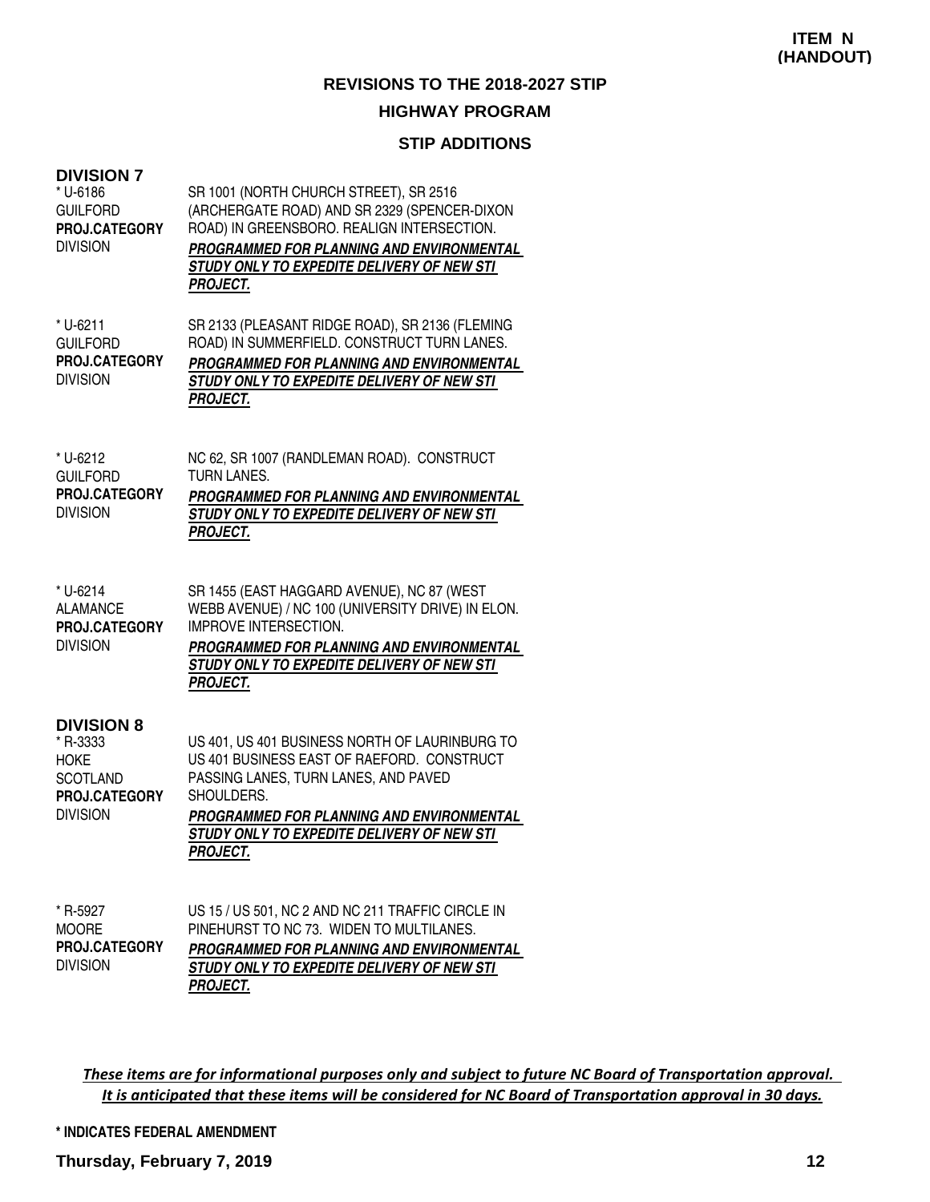**ITEM N (HANDOUT)**

## REVISIONS TO THE 2018-2027 STIP

### HIGHWAY PROGRAM

### STIP ADDITIONS

**DIVISION 7**

| | |
|---|---|
| * U-6186<br>GUILFORD<br>**PROJ.CATEGORY**<br>DIVISION | SR 1001 (NORTH CHURCH STREET), SR 2516 (ARCHERGATE ROAD) AND SR 2329 (SPENCER-DIXON ROAD) IN GREENSBORO. REALIGN INTERSECTION.<br>***PROGRAMMED FOR PLANNING AND ENVIRONMENTAL STUDY ONLY TO EXPEDITE DELIVERY OF NEW STI PROJECT.*** |
| * U-6211<br>GUILFORD<br>**PROJ.CATEGORY**<br>DIVISION | SR 2133 (PLEASANT RIDGE ROAD), SR 2136 (FLEMING ROAD) IN SUMMERFIELD. CONSTRUCT TURN LANES.<br>***PROGRAMMED FOR PLANNING AND ENVIRONMENTAL STUDY ONLY TO EXPEDITE DELIVERY OF NEW STI PROJECT.*** |
| * U-6212<br>GUILFORD<br>**PROJ.CATEGORY**<br>DIVISION | NC 62, SR 1007 (RANDLEMAN ROAD). CONSTRUCT TURN LANES.<br>***PROGRAMMED FOR PLANNING AND ENVIRONMENTAL STUDY ONLY TO EXPEDITE DELIVERY OF NEW STI PROJECT.*** |
| * U-6214<br>ALAMANCE<br>**PROJ.CATEGORY**<br>DIVISION | SR 1455 (EAST HAGGARD AVENUE), NC 87 (WEST WEBB AVENUE) / NC 100 (UNIVERSITY DRIVE) IN ELON. IMPROVE INTERSECTION.<br>***PROGRAMMED FOR PLANNING AND ENVIRONMENTAL STUDY ONLY TO EXPEDITE DELIVERY OF NEW STI PROJECT.*** |

**DIVISION 8**

| | |
|---|---|
| * R-3333<br>HOKE<br>SCOTLAND<br>**PROJ.CATEGORY**<br>DIVISION | US 401, US 401 BUSINESS NORTH OF LAURINBURG TO US 401 BUSINESS EAST OF RAEFORD. CONSTRUCT PASSING LANES, TURN LANES, AND PAVED SHOULDERS.<br>***PROGRAMMED FOR PLANNING AND ENVIRONMENTAL STUDY ONLY TO EXPEDITE DELIVERY OF NEW STI PROJECT.*** |
| * R-5927<br>MOORE<br>**PROJ.CATEGORY**<br>DIVISION | US 15 / US 501, NC 2 AND NC 211 TRAFFIC CIRCLE IN PINEHURST TO NC 73. WIDEN TO MULTILANES.<br>***PROGRAMMED FOR PLANNING AND ENVIRONMENTAL STUDY ONLY TO EXPEDITE DELIVERY OF NEW STI PROJECT.*** |

*These items are for informational purposes only and subject to future NC Board of Transportation approval. It is anticipated that these items will be considered for NC Board of Transportation approval in 30 days.*

**\* INDICATES FEDERAL AMENDMENT**

**Thursday, February 7, 2019**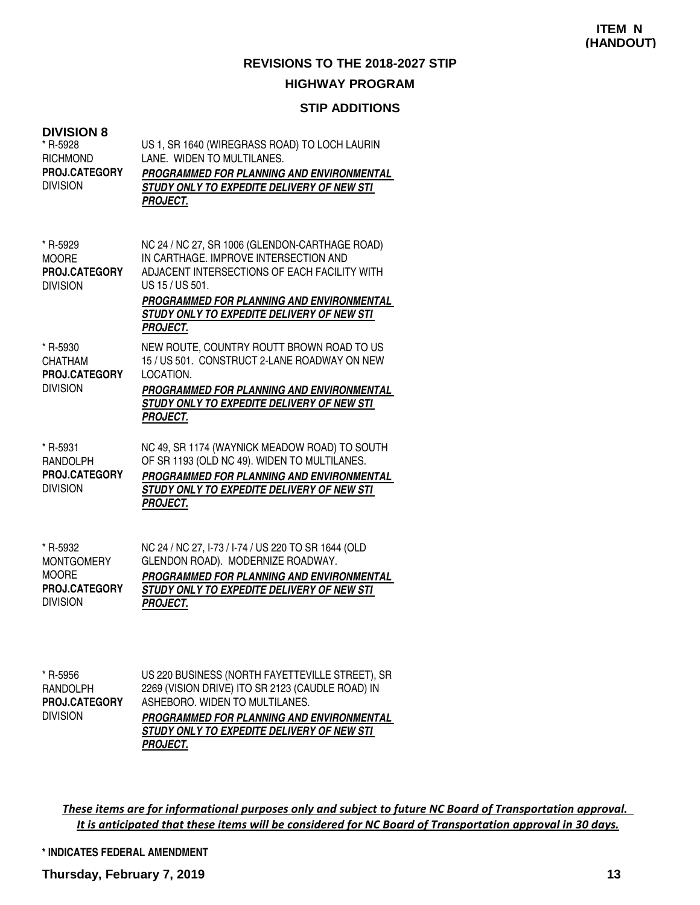**ITEM N (HANDOUT)**

## REVISIONS TO THE 2018-2027 STIP

### HIGHWAY PROGRAM

### STIP ADDITIONS

**DIVISION 8**

| | |
|---|---|
| * R-5928<br>RICHMOND<br>**PROJ.CATEGORY**<br>DIVISION | US 1, SR 1640 (WIREGRASS ROAD) TO LOCH LAURIN LANE. WIDEN TO MULTILANES.<br>***PROGRAMMED FOR PLANNING AND ENVIRONMENTAL STUDY ONLY TO EXPEDITE DELIVERY OF NEW STI PROJECT.*** |
| * R-5929<br>MOORE<br>**PROJ.CATEGORY**<br>DIVISION | NC 24 / NC 27, SR 1006 (GLENDON-CARTHAGE ROAD) IN CARTHAGE. IMPROVE INTERSECTION AND ADJACENT INTERSECTIONS OF EACH FACILITY WITH US 15 / US 501.<br>***PROGRAMMED FOR PLANNING AND ENVIRONMENTAL STUDY ONLY TO EXPEDITE DELIVERY OF NEW STI PROJECT.*** |
| * R-5930<br>CHATHAM<br>**PROJ.CATEGORY**<br>DIVISION | NEW ROUTE, COUNTRY ROUTT BROWN ROAD TO US 15 / US 501. CONSTRUCT 2-LANE ROADWAY ON NEW LOCATION.<br>***PROGRAMMED FOR PLANNING AND ENVIRONMENTAL STUDY ONLY TO EXPEDITE DELIVERY OF NEW STI PROJECT.*** |
| * R-5931<br>RANDOLPH<br>**PROJ.CATEGORY**<br>DIVISION | NC 49, SR 1174 (WAYNICK MEADOW ROAD) TO SOUTH OF SR 1193 (OLD NC 49). WIDEN TO MULTILANES.<br>***PROGRAMMED FOR PLANNING AND ENVIRONMENTAL STUDY ONLY TO EXPEDITE DELIVERY OF NEW STI PROJECT.*** |
| * R-5932<br>MONTGOMERY<br>MOORE<br>**PROJ.CATEGORY**<br>DIVISION | NC 24 / NC 27, I-73 / I-74 / US 220 TO SR 1644 (OLD GLENDON ROAD). MODERNIZE ROADWAY.<br>***PROGRAMMED FOR PLANNING AND ENVIRONMENTAL STUDY ONLY TO EXPEDITE DELIVERY OF NEW STI PROJECT.*** |
| * R-5956<br>RANDOLPH<br>**PROJ.CATEGORY**<br>DIVISION | US 220 BUSINESS (NORTH FAYETTEVILLE STREET), SR 2269 (VISION DRIVE) ITO SR 2123 (CAUDLE ROAD) IN ASHEBORO. WIDEN TO MULTILANES.<br>***PROGRAMMED FOR PLANNING AND ENVIRONMENTAL STUDY ONLY TO EXPEDITE DELIVERY OF NEW STI PROJECT.*** |

*These items are for informational purposes only and subject to future NC Board of Transportation approval. It is anticipated that these items will be considered for NC Board of Transportation approval in 30 days.*

**\* INDICATES FEDERAL AMENDMENT**

**Thursday, February 7, 2019**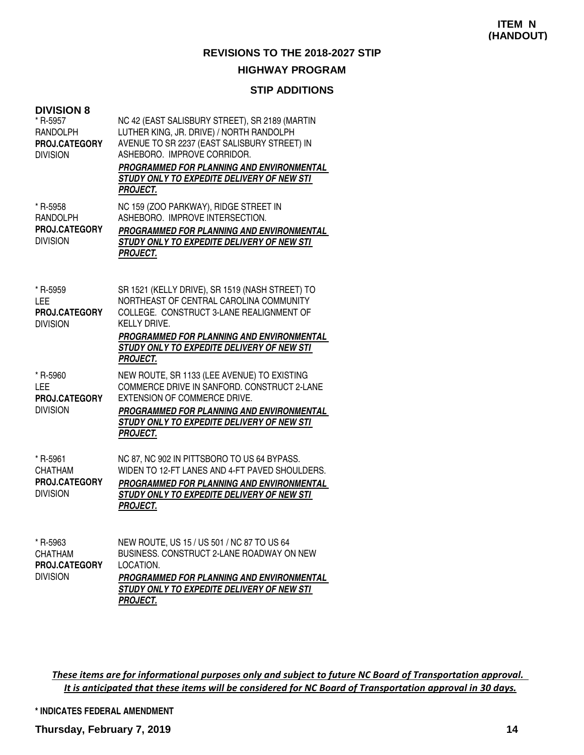**ITEM N (HANDOUT)**

## REVISIONS TO THE 2018-2027 STIP

### HIGHWAY PROGRAM

### STIP ADDITIONS

**DIVISION 8**

| | |
|---|---|
| * R-5957<br>RANDOLPH<br>**PROJ.CATEGORY**<br>DIVISION | NC 42 (EAST SALISBURY STREET), SR 2189 (MARTIN LUTHER KING, JR. DRIVE) / NORTH RANDOLPH AVENUE TO SR 2237 (EAST SALISBURY STREET) IN ASHEBORO. IMPROVE CORRIDOR.<br>***PROGRAMMED FOR PLANNING AND ENVIRONMENTAL STUDY ONLY TO EXPEDITE DELIVERY OF NEW STI PROJECT.*** |
| * R-5958<br>RANDOLPH<br>**PROJ.CATEGORY**<br>DIVISION | NC 159 (ZOO PARKWAY), RIDGE STREET IN ASHEBORO. IMPROVE INTERSECTION.<br>***PROGRAMMED FOR PLANNING AND ENVIRONMENTAL STUDY ONLY TO EXPEDITE DELIVERY OF NEW STI PROJECT.*** |
| * R-5959<br>LEE<br>**PROJ.CATEGORY**<br>DIVISION | SR 1521 (KELLY DRIVE), SR 1519 (NASH STREET) TO NORTHEAST OF CENTRAL CAROLINA COMMUNITY COLLEGE. CONSTRUCT 3-LANE REALIGNMENT OF KELLY DRIVE.<br>***PROGRAMMED FOR PLANNING AND ENVIRONMENTAL STUDY ONLY TO EXPEDITE DELIVERY OF NEW STI PROJECT.*** |
| * R-5960<br>LEE<br>**PROJ.CATEGORY**<br>DIVISION | NEW ROUTE, SR 1133 (LEE AVENUE) TO EXISTING COMMERCE DRIVE IN SANFORD. CONSTRUCT 2-LANE EXTENSION OF COMMERCE DRIVE.<br>***PROGRAMMED FOR PLANNING AND ENVIRONMENTAL STUDY ONLY TO EXPEDITE DELIVERY OF NEW STI PROJECT.*** |
| * R-5961<br>CHATHAM<br>**PROJ.CATEGORY**<br>DIVISION | NC 87, NC 902 IN PITTSBORO TO US 64 BYPASS. WIDEN TO 12-FT LANES AND 4-FT PAVED SHOULDERS.<br>***PROGRAMMED FOR PLANNING AND ENVIRONMENTAL STUDY ONLY TO EXPEDITE DELIVERY OF NEW STI PROJECT.*** |
| * R-5963<br>CHATHAM<br>**PROJ.CATEGORY**<br>DIVISION | NEW ROUTE, US 15 / US 501 / NC 87 TO US 64 BUSINESS. CONSTRUCT 2-LANE ROADWAY ON NEW LOCATION.<br>***PROGRAMMED FOR PLANNING AND ENVIRONMENTAL STUDY ONLY TO EXPEDITE DELIVERY OF NEW STI PROJECT.*** |

*These items are for informational purposes only and subject to future NC Board of Transportation approval. It is anticipated that these items will be considered for NC Board of Transportation approval in 30 days.*

**\* INDICATES FEDERAL AMENDMENT**

**Thursday, February 7, 2019**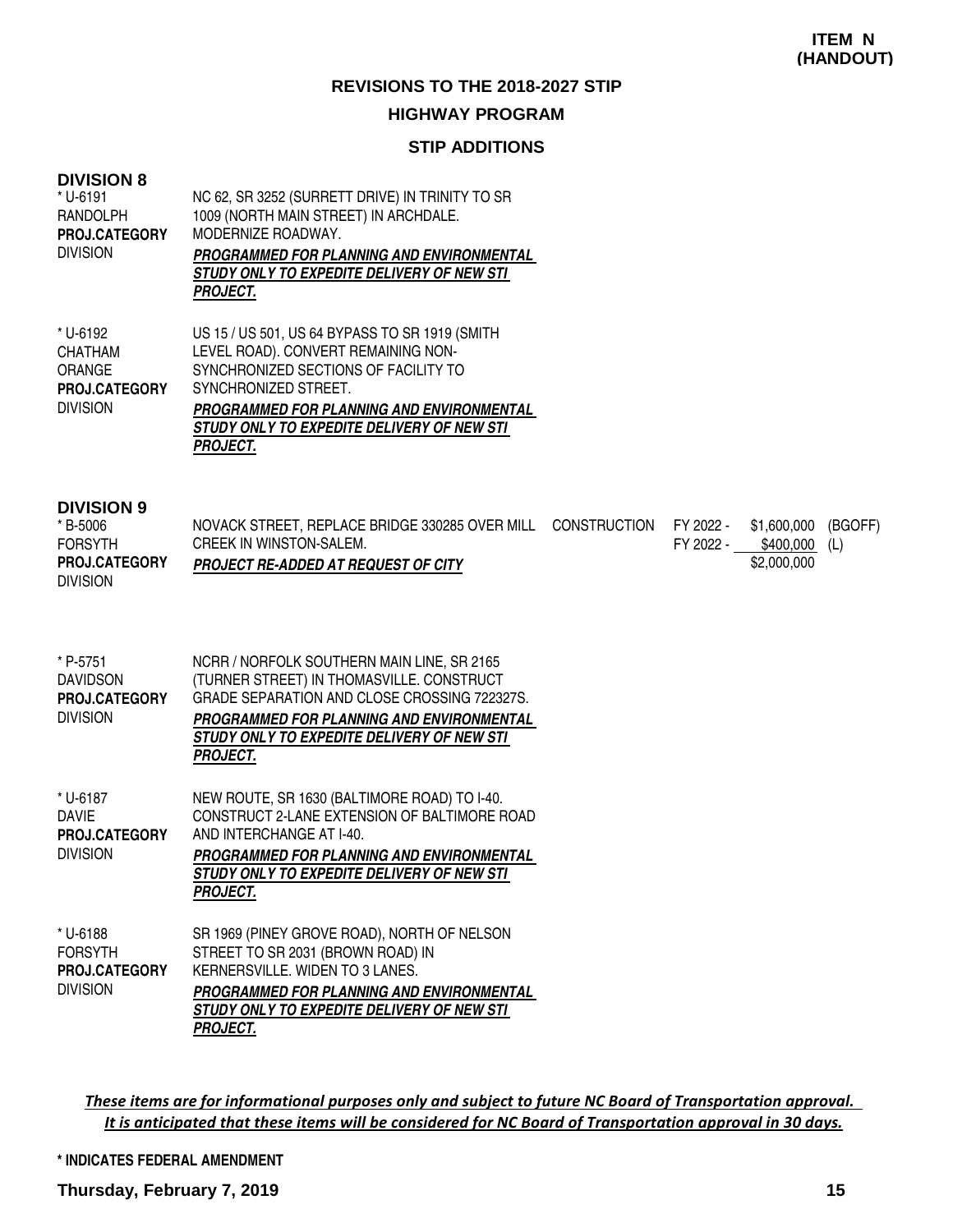**ITEM N (HANDOUT)**

## REVISIONS TO THE 2018-2027 STIP

### HIGHWAY PROGRAM

### STIP ADDITIONS

### DIVISION 8

| Project | Description | Work Type | Fiscal Year | Cost | Funding |
|---|---|---|---|---|---|
| * U-6191<br>RANDOLPH<br>**PROJ.CATEGORY**<br>DIVISION | NC 62, SR 3252 (SURRETT DRIVE) IN TRINITY TO SR 1009 (NORTH MAIN STREET) IN ARCHDALE. MODERNIZE ROADWAY.<br>***PROGRAMMED FOR PLANNING AND ENVIRONMENTAL STUDY ONLY TO EXPEDITE DELIVERY OF NEW STI PROJECT.*** | | | | |
| * U-6192<br>CHATHAM<br>ORANGE<br>**PROJ.CATEGORY**<br>DIVISION | US 15 / US 501, US 64 BYPASS TO SR 1919 (SMITH LEVEL ROAD). CONVERT REMAINING NON-SYNCHRONIZED SECTIONS OF FACILITY TO SYNCHRONIZED STREET.<br>***PROGRAMMED FOR PLANNING AND ENVIRONMENTAL STUDY ONLY TO EXPEDITE DELIVERY OF NEW STI PROJECT.*** | | | | |

### DIVISION 9

| Project | Description | Work Type | Fiscal Year | Cost | Funding |
|---|---|---|---|---|---|
| * B-5006<br>FORSYTH<br>**PROJ.CATEGORY**<br>DIVISION | NOVACK STREET, REPLACE BRIDGE 330285 OVER MILL CREEK IN WINSTON-SALEM.<br>***PROJECT RE-ADDED AT REQUEST OF CITY*** | CONSTRUCTION | FY 2022 -<br>FY 2022 - | \$1,600,000<br>\$400,000<br>\$2,000,000 | (BGOFF)<br>(L) |
| * P-5751<br>DAVIDSON<br>**PROJ.CATEGORY**<br>DIVISION | NCRR / NORFOLK SOUTHERN MAIN LINE, SR 2165 (TURNER STREET) IN THOMASVILLE. CONSTRUCT GRADE SEPARATION AND CLOSE CROSSING 722327S.<br>***PROGRAMMED FOR PLANNING AND ENVIRONMENTAL STUDY ONLY TO EXPEDITE DELIVERY OF NEW STI PROJECT.*** | | | | |
| * U-6187<br>DAVIE<br>**PROJ.CATEGORY**<br>DIVISION | NEW ROUTE, SR 1630 (BALTIMORE ROAD) TO I-40. CONSTRUCT 2-LANE EXTENSION OF BALTIMORE ROAD AND INTERCHANGE AT I-40.<br>***PROGRAMMED FOR PLANNING AND ENVIRONMENTAL STUDY ONLY TO EXPEDITE DELIVERY OF NEW STI PROJECT.*** | | | | |
| * U-6188<br>FORSYTH<br>**PROJ.CATEGORY**<br>DIVISION | SR 1969 (PINEY GROVE ROAD), NORTH OF NELSON STREET TO SR 2031 (BROWN ROAD) IN KERNERSVILLE. WIDEN TO 3 LANES.<br>***PROGRAMMED FOR PLANNING AND ENVIRONMENTAL STUDY ONLY TO EXPEDITE DELIVERY OF NEW STI PROJECT.*** | | | | |

*These items are for informational purposes only and subject to future NC Board of Transportation approval. It is anticipated that these items will be considered for NC Board of Transportation approval in 30 days.*

**\* INDICATES FEDERAL AMENDMENT**

**Thursday, February 7, 2019**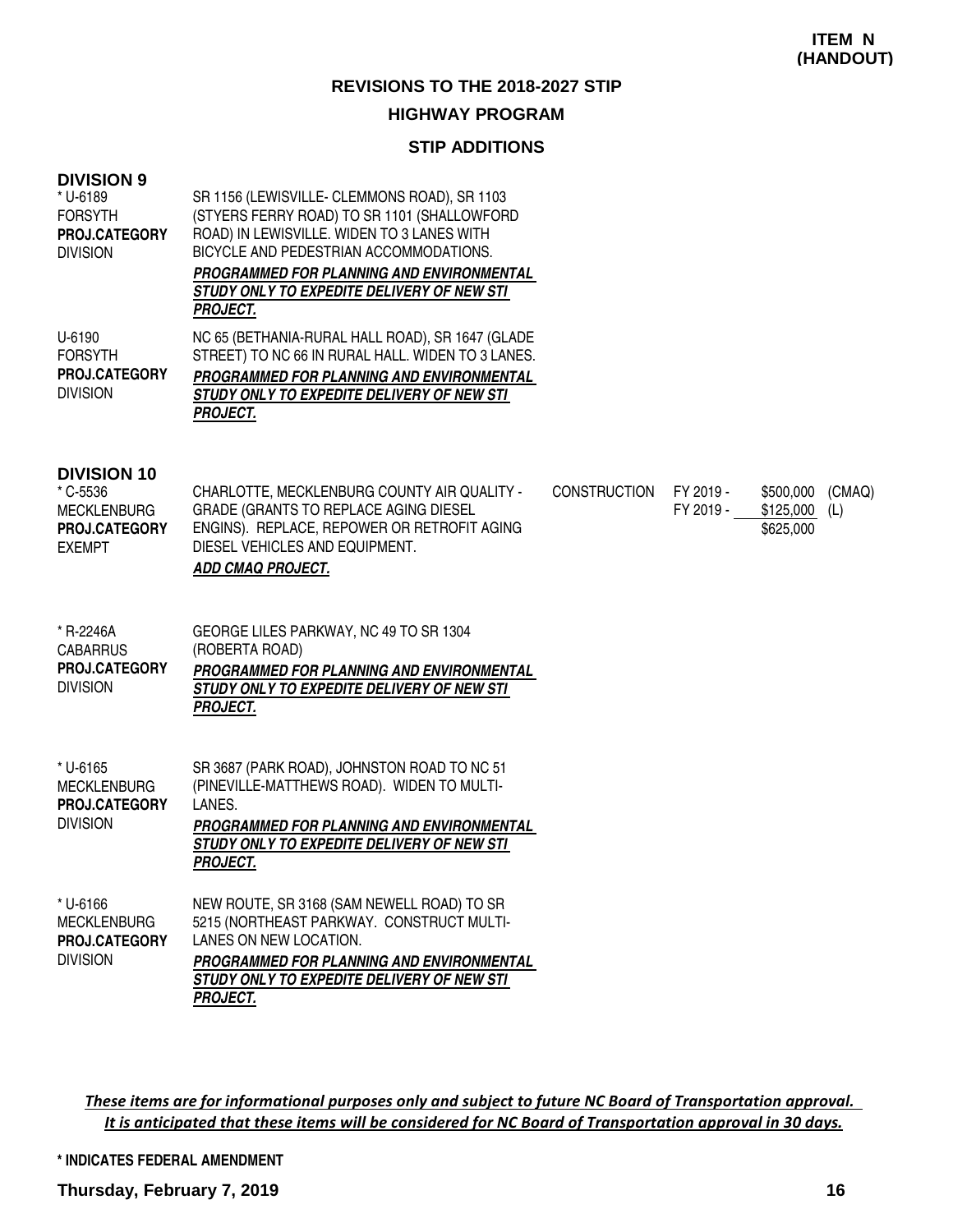**ITEM N (HANDOUT)**

## REVISIONS TO THE 2018-2027 STIP

### HIGHWAY PROGRAM

### STIP ADDITIONS

**DIVISION 9**

* U-6189
FORSYTH
**PROJ.CATEGORY**
DIVISION

SR 1156 (LEWISVILLE- CLEMMONS ROAD), SR 1103 (STYERS FERRY ROAD) TO SR 1101 (SHALLOWFORD ROAD) IN LEWISVILLE. WIDEN TO 3 LANES WITH BICYCLE AND PEDESTRIAN ACCOMMODATIONS.
***PROGRAMMED FOR PLANNING AND ENVIRONMENTAL STUDY ONLY TO EXPEDITE DELIVERY OF NEW STI PROJECT.***

U-6190
FORSYTH
**PROJ.CATEGORY**
DIVISION

NC 65 (BETHANIA-RURAL HALL ROAD), SR 1647 (GLADE STREET) TO NC 66 IN RURAL HALL. WIDEN TO 3 LANES.
***PROGRAMMED FOR PLANNING AND ENVIRONMENTAL STUDY ONLY TO EXPEDITE DELIVERY OF NEW STI PROJECT.***

**DIVISION 10**

* C-5536
MECKLENBURG
**PROJ.CATEGORY**
EXEMPT

CHARLOTTE, MECKLENBURG COUNTY AIR QUALITY - GRADE (GRANTS TO REPLACE AGING DIESEL ENGINS). REPLACE, REPOWER OR RETROFIT AGING DIESEL VEHICLES AND EQUIPMENT.
***ADD CMAQ PROJECT.***

| | | | |
|---|---|---|---|
| CONSTRUCTION | FY 2019 - | $500,000 | (CMAQ) |
| | FY 2019 - | $125,000 | (L) |
| | | $625,000 | |

* R-2246A
CABARRUS
**PROJ.CATEGORY**
DIVISION

GEORGE LILES PARKWAY, NC 49 TO SR 1304 (ROBERTA ROAD)
***PROGRAMMED FOR PLANNING AND ENVIRONMENTAL STUDY ONLY TO EXPEDITE DELIVERY OF NEW STI PROJECT.***

* U-6165
MECKLENBURG
**PROJ.CATEGORY**
DIVISION

SR 3687 (PARK ROAD), JOHNSTON ROAD TO NC 51 (PINEVILLE-MATTHEWS ROAD). WIDEN TO MULTI-LANES.
***PROGRAMMED FOR PLANNING AND ENVIRONMENTAL STUDY ONLY TO EXPEDITE DELIVERY OF NEW STI PROJECT.***

* U-6166
MECKLENBURG
**PROJ.CATEGORY**
DIVISION

NEW ROUTE, SR 3168 (SAM NEWELL ROAD) TO SR 5215 (NORTHEAST PARKWAY. CONSTRUCT MULTI-LANES ON NEW LOCATION.
***PROGRAMMED FOR PLANNING AND ENVIRONMENTAL STUDY ONLY TO EXPEDITE DELIVERY OF NEW STI PROJECT.***

*These items are for informational purposes only and subject to future NC Board of Transportation approval. It is anticipated that these items will be considered for NC Board of Transportation approval in 30 days.*

**\* INDICATES FEDERAL AMENDMENT**

**Thursday, February 7, 2019**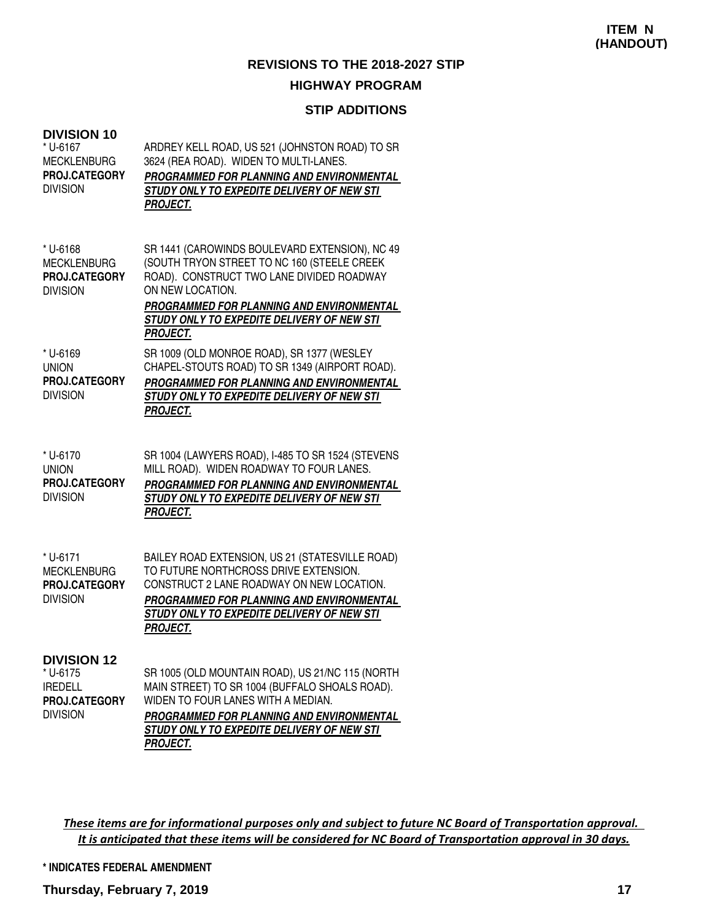**ITEM N**
**(HANDOUT)**

## REVISIONS TO THE 2018-2027 STIP

### HIGHWAY PROGRAM

### STIP ADDITIONS

**DIVISION 10**

| | |
|---|---|
| * U-6167<br>MECKLENBURG<br>**PROJ.CATEGORY**<br>DIVISION | ARDREY KELL ROAD, US 521 (JOHNSTON ROAD) TO SR 3624 (REA ROAD). WIDEN TO MULTI-LANES.<br>***PROGRAMMED FOR PLANNING AND ENVIRONMENTAL STUDY ONLY TO EXPEDITE DELIVERY OF NEW STI PROJECT.*** |
| * U-6168<br>MECKLENBURG<br>**PROJ.CATEGORY**<br>DIVISION | SR 1441 (CAROWINDS BOULEVARD EXTENSION), NC 49 (SOUTH TRYON STREET TO NC 160 (STEELE CREEK ROAD). CONSTRUCT TWO LANE DIVIDED ROADWAY ON NEW LOCATION.<br>***PROGRAMMED FOR PLANNING AND ENVIRONMENTAL STUDY ONLY TO EXPEDITE DELIVERY OF NEW STI PROJECT.*** |
| * U-6169<br>UNION<br>**PROJ.CATEGORY**<br>DIVISION | SR 1009 (OLD MONROE ROAD), SR 1377 (WESLEY CHAPEL-STOUTS ROAD) TO SR 1349 (AIRPORT ROAD).<br>***PROGRAMMED FOR PLANNING AND ENVIRONMENTAL STUDY ONLY TO EXPEDITE DELIVERY OF NEW STI PROJECT.*** |
| * U-6170<br>UNION<br>**PROJ.CATEGORY**<br>DIVISION | SR 1004 (LAWYERS ROAD), I-485 TO SR 1524 (STEVENS MILL ROAD). WIDEN ROADWAY TO FOUR LANES.<br>***PROGRAMMED FOR PLANNING AND ENVIRONMENTAL STUDY ONLY TO EXPEDITE DELIVERY OF NEW STI PROJECT.*** |
| * U-6171<br>MECKLENBURG<br>**PROJ.CATEGORY**<br>DIVISION | BAILEY ROAD EXTENSION, US 21 (STATESVILLE ROAD) TO FUTURE NORTHCROSS DRIVE EXTENSION. CONSTRUCT 2 LANE ROADWAY ON NEW LOCATION.<br>***PROGRAMMED FOR PLANNING AND ENVIRONMENTAL STUDY ONLY TO EXPEDITE DELIVERY OF NEW STI PROJECT.*** |

**DIVISION 12**

| | |
|---|---|
| * U-6175<br>IREDELL<br>**PROJ.CATEGORY**<br>DIVISION | SR 1005 (OLD MOUNTAIN ROAD), US 21/NC 115 (NORTH MAIN STREET) TO SR 1004 (BUFFALO SHOALS ROAD). WIDEN TO FOUR LANES WITH A MEDIAN.<br>***PROGRAMMED FOR PLANNING AND ENVIRONMENTAL STUDY ONLY TO EXPEDITE DELIVERY OF NEW STI PROJECT.*** |

*These items are for informational purposes only and subject to future NC Board of Transportation approval. It is anticipated that these items will be considered for NC Board of Transportation approval in 30 days.*

**\* INDICATES FEDERAL AMENDMENT**

**Thursday, February 7, 2019**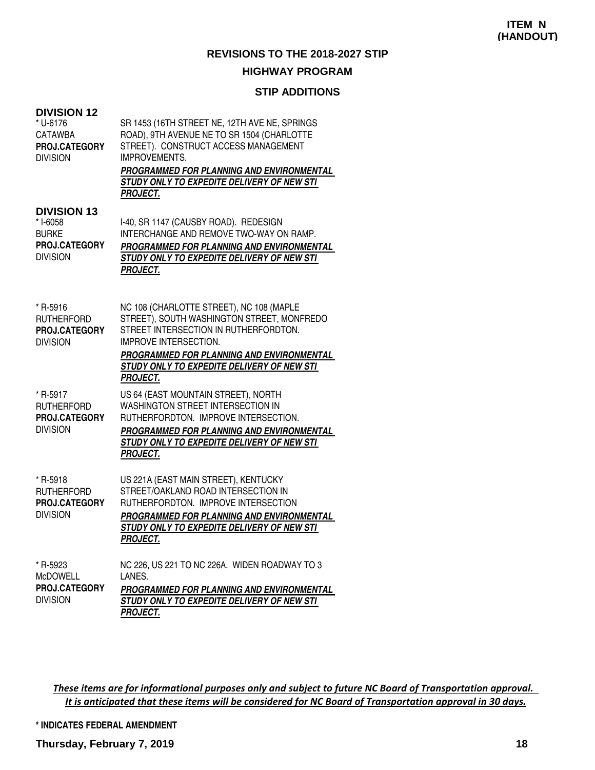**ITEM N (HANDOUT)**

## REVISIONS TO THE 2018-2027 STIP

### HIGHWAY PROGRAM

### STIP ADDITIONS

**DIVISION 12**

* U-6176
CATAWBA
**PROJ.CATEGORY**
DIVISION

SR 1453 (16TH STREET NE, 12TH AVE NE, SPRINGS ROAD), 9TH AVENUE NE TO SR 1504 (CHARLOTTE STREET). CONSTRUCT ACCESS MANAGEMENT IMPROVEMENTS.
***PROGRAMMED FOR PLANNING AND ENVIRONMENTAL STUDY ONLY TO EXPEDITE DELIVERY OF NEW STI PROJECT.***

**DIVISION 13**

* I-6058
BURKE
**PROJ.CATEGORY**
DIVISION

I-40, SR 1147 (CAUSBY ROAD). REDESIGN INTERCHANGE AND REMOVE TWO-WAY ON RAMP.
***PROGRAMMED FOR PLANNING AND ENVIRONMENTAL STUDY ONLY TO EXPEDITE DELIVERY OF NEW STI PROJECT.***

* R-5916
RUTHERFORD
**PROJ.CATEGORY**
DIVISION

NC 108 (CHARLOTTE STREET), NC 108 (MAPLE STREET), SOUTH WASHINGTON STREET, MONFREDO STREET INTERSECTION IN RUTHERFORDTON. IMPROVE INTERSECTION.
***PROGRAMMED FOR PLANNING AND ENVIRONMENTAL STUDY ONLY TO EXPEDITE DELIVERY OF NEW STI PROJECT.***

* R-5917
RUTHERFORD
**PROJ.CATEGORY**
DIVISION

US 64 (EAST MOUNTAIN STREET), NORTH WASHINGTON STREET INTERSECTION IN RUTHERFORDTON. IMPROVE INTERSECTION.
***PROGRAMMED FOR PLANNING AND ENVIRONMENTAL STUDY ONLY TO EXPEDITE DELIVERY OF NEW STI PROJECT.***

* R-5918
RUTHERFORD
**PROJ.CATEGORY**
DIVISION

US 221A (EAST MAIN STREET), KENTUCKY STREET/OAKLAND ROAD INTERSECTION IN RUTHERFORDTON. IMPROVE INTERSECTION
***PROGRAMMED FOR PLANNING AND ENVIRONMENTAL STUDY ONLY TO EXPEDITE DELIVERY OF NEW STI PROJECT.***

* R-5923
McDOWELL
**PROJ.CATEGORY**
DIVISION

NC 226, US 221 TO NC 226A. WIDEN ROADWAY TO 3 LANES.
***PROGRAMMED FOR PLANNING AND ENVIRONMENTAL STUDY ONLY TO EXPEDITE DELIVERY OF NEW STI PROJECT.***

*These items are for informational purposes only and subject to future NC Board of Transportation approval. It is anticipated that these items will be considered for NC Board of Transportation approval in 30 days.*

**\* INDICATES FEDERAL AMENDMENT**

**Thursday, February 7, 2019**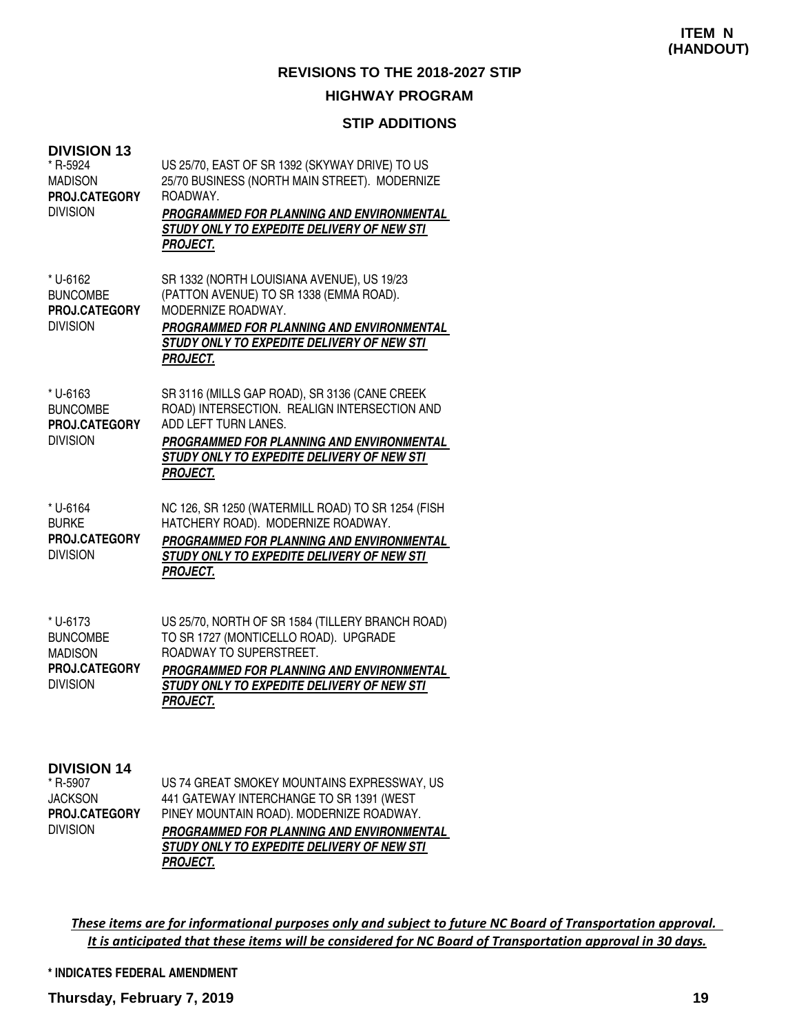**ITEM N (HANDOUT)**

## REVISIONS TO THE 2018-2027 STIP

## HIGHWAY PROGRAM

### STIP ADDITIONS

### DIVISION 13

* R-5924
MADISON
**PROJ.CATEGORY**
DIVISION

US 25/70, EAST OF SR 1392 (SKYWAY DRIVE) TO US 25/70 BUSINESS (NORTH MAIN STREET). MODERNIZE ROADWAY.
***PROGRAMMED FOR PLANNING AND ENVIRONMENTAL STUDY ONLY TO EXPEDITE DELIVERY OF NEW STI PROJECT.***

* U-6162
BUNCOMBE
**PROJ.CATEGORY**
DIVISION

SR 1332 (NORTH LOUISIANA AVENUE), US 19/23 (PATTON AVENUE) TO SR 1338 (EMMA ROAD). MODERNIZE ROADWAY.
***PROGRAMMED FOR PLANNING AND ENVIRONMENTAL STUDY ONLY TO EXPEDITE DELIVERY OF NEW STI PROJECT.***

* U-6163
BUNCOMBE
**PROJ.CATEGORY**
DIVISION

SR 3116 (MILLS GAP ROAD), SR 3136 (CANE CREEK ROAD) INTERSECTION. REALIGN INTERSECTION AND ADD LEFT TURN LANES.
***PROGRAMMED FOR PLANNING AND ENVIRONMENTAL STUDY ONLY TO EXPEDITE DELIVERY OF NEW STI PROJECT.***

* U-6164
BURKE
**PROJ.CATEGORY**
DIVISION

NC 126, SR 1250 (WATERMILL ROAD) TO SR 1254 (FISH HATCHERY ROAD). MODERNIZE ROADWAY.
***PROGRAMMED FOR PLANNING AND ENVIRONMENTAL STUDY ONLY TO EXPEDITE DELIVERY OF NEW STI PROJECT.***

* U-6173
BUNCOMBE
MADISON
**PROJ.CATEGORY**
DIVISION

US 25/70, NORTH OF SR 1584 (TILLERY BRANCH ROAD) TO SR 1727 (MONTICELLO ROAD). UPGRADE ROADWAY TO SUPERSTREET.
***PROGRAMMED FOR PLANNING AND ENVIRONMENTAL STUDY ONLY TO EXPEDITE DELIVERY OF NEW STI PROJECT.***

### DIVISION 14

* R-5907
JACKSON
**PROJ.CATEGORY**
DIVISION

US 74 GREAT SMOKEY MOUNTAINS EXPRESSWAY, US 441 GATEWAY INTERCHANGE TO SR 1391 (WEST PINEY MOUNTAIN ROAD). MODERNIZE ROADWAY.
***PROGRAMMED FOR PLANNING AND ENVIRONMENTAL STUDY ONLY TO EXPEDITE DELIVERY OF NEW STI PROJECT.***

*These items are for informational purposes only and subject to future NC Board of Transportation approval. It is anticipated that these items will be considered for NC Board of Transportation approval in 30 days.*

**\* INDICATES FEDERAL AMENDMENT**

**Thursday, February 7, 2019**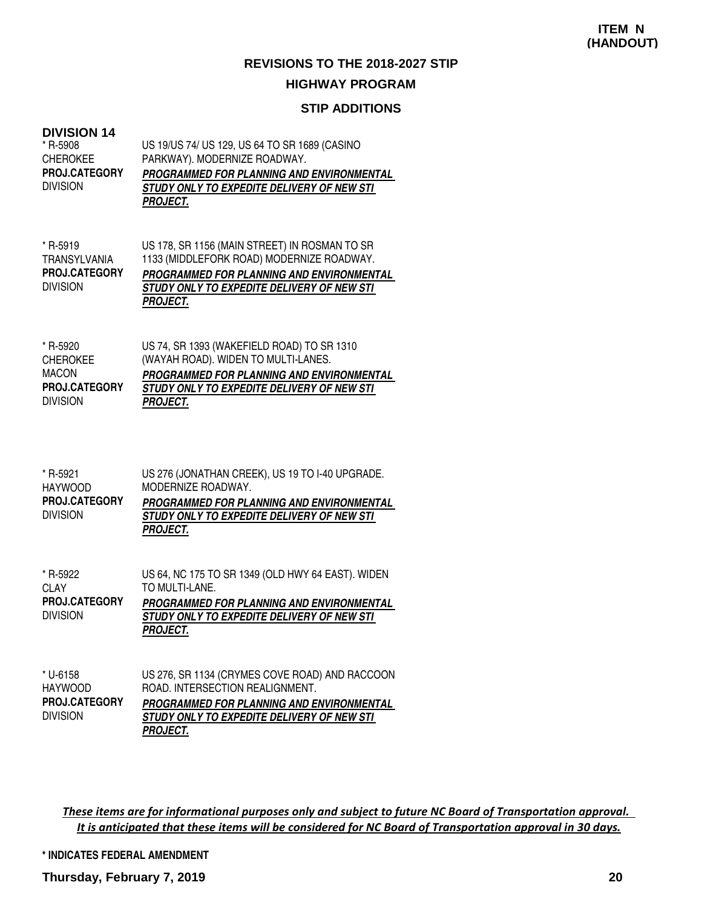**ITEM N (HANDOUT)**

## REVISIONS TO THE 2018-2027 STIP

### HIGHWAY PROGRAM

### STIP ADDITIONS

**DIVISION 14**

| | |
|---|---|
| * R-5908<br>CHEROKEE<br>**PROJ.CATEGORY**<br>DIVISION | US 19/US 74/ US 129, US 64 TO SR 1689 (CASINO PARKWAY). MODERNIZE ROADWAY.<br>***PROGRAMMED FOR PLANNING AND ENVIRONMENTAL STUDY ONLY TO EXPEDITE DELIVERY OF NEW STI PROJECT.*** |
| * R-5919<br>TRANSYLVANIA<br>**PROJ.CATEGORY**<br>DIVISION | US 178, SR 1156 (MAIN STREET) IN ROSMAN TO SR 1133 (MIDDLEFORK ROAD) MODERNIZE ROADWAY.<br>***PROGRAMMED FOR PLANNING AND ENVIRONMENTAL STUDY ONLY TO EXPEDITE DELIVERY OF NEW STI PROJECT.*** |
| * R-5920<br>CHEROKEE<br>MACON<br>**PROJ.CATEGORY**<br>DIVISION | US 74, SR 1393 (WAKEFIELD ROAD) TO SR 1310 (WAYAH ROAD). WIDEN TO MULTI-LANES.<br>***PROGRAMMED FOR PLANNING AND ENVIRONMENTAL STUDY ONLY TO EXPEDITE DELIVERY OF NEW STI PROJECT.*** |
| * R-5921<br>HAYWOOD<br>**PROJ.CATEGORY**<br>DIVISION | US 276 (JONATHAN CREEK), US 19 TO I-40 UPGRADE. MODERNIZE ROADWAY.<br>***PROGRAMMED FOR PLANNING AND ENVIRONMENTAL STUDY ONLY TO EXPEDITE DELIVERY OF NEW STI PROJECT.*** |
| * R-5922<br>CLAY<br>**PROJ.CATEGORY**<br>DIVISION | US 64, NC 175 TO SR 1349 (OLD HWY 64 EAST). WIDEN TO MULTI-LANE.<br>***PROGRAMMED FOR PLANNING AND ENVIRONMENTAL STUDY ONLY TO EXPEDITE DELIVERY OF NEW STI PROJECT.*** |
| * U-6158<br>HAYWOOD<br>**PROJ.CATEGORY**<br>DIVISION | US 276, SR 1134 (CRYMES COVE ROAD) AND RACCOON ROAD. INTERSECTION REALIGNMENT.<br>***PROGRAMMED FOR PLANNING AND ENVIRONMENTAL STUDY ONLY TO EXPEDITE DELIVERY OF NEW STI PROJECT.*** |

*These items are for informational purposes only and subject to future NC Board of Transportation approval. It is anticipated that these items will be considered for NC Board of Transportation approval in 30 days.*

**\* INDICATES FEDERAL AMENDMENT**

**Thursday, February 7, 2019**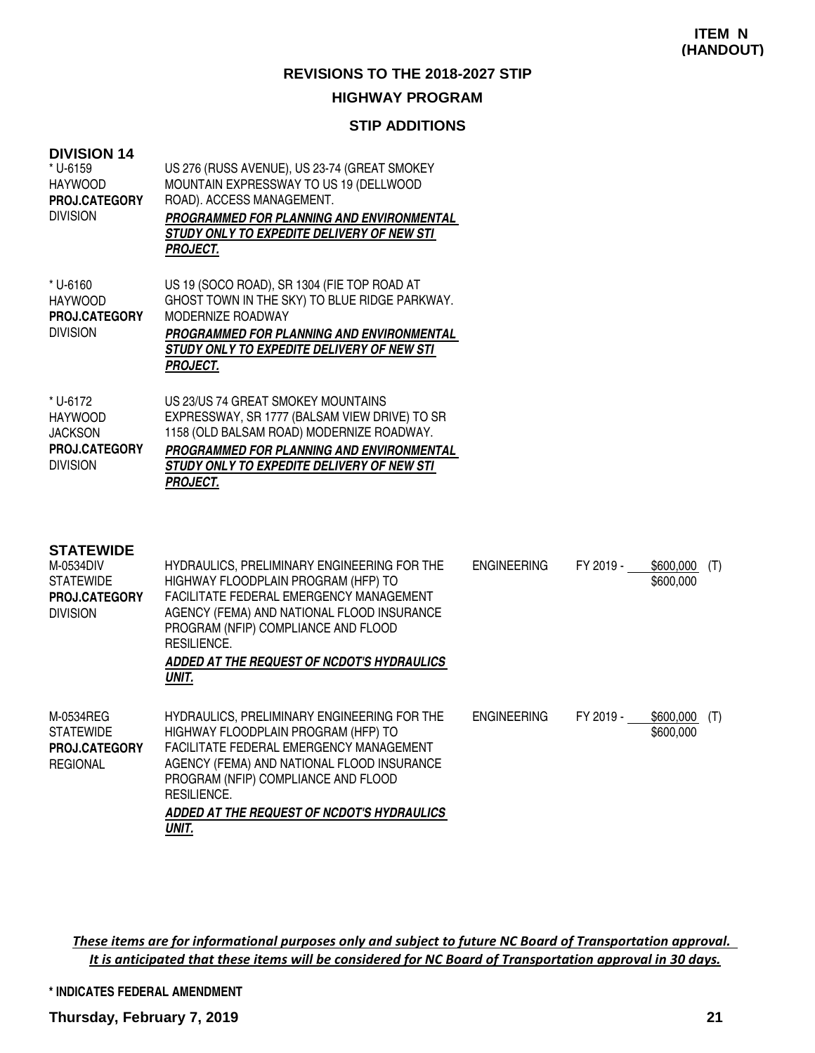**ITEM N (HANDOUT)**

## REVISIONS TO THE 2018-2027 STIP

## HIGHWAY PROGRAM

### STIP ADDITIONS

### DIVISION 14

| | | | | | |
|---|---|---|---|---|---|
| * U-6159<br>HAYWOOD<br>**PROJ.CATEGORY**<br>DIVISION | US 276 (RUSS AVENUE), US 23-74 (GREAT SMOKEY MOUNTAIN EXPRESSWAY TO US 19 (DELLWOOD ROAD). ACCESS MANAGEMENT.<br>***PROGRAMMED FOR PLANNING AND ENVIRONMENTAL STUDY ONLY TO EXPEDITE DELIVERY OF NEW STI PROJECT.*** | | | | |
| * U-6160<br>HAYWOOD<br>**PROJ.CATEGORY**<br>DIVISION | US 19 (SOCO ROAD), SR 1304 (FIE TOP ROAD AT GHOST TOWN IN THE SKY) TO BLUE RIDGE PARKWAY. MODERNIZE ROADWAY<br>***PROGRAMMED FOR PLANNING AND ENVIRONMENTAL STUDY ONLY TO EXPEDITE DELIVERY OF NEW STI PROJECT.*** | | | | |
| * U-6172<br>HAYWOOD<br>JACKSON<br>**PROJ.CATEGORY**<br>DIVISION | US 23/US 74 GREAT SMOKEY MOUNTAINS EXPRESSWAY, SR 1777 (BALSAM VIEW DRIVE) TO SR 1158 (OLD BALSAM ROAD) MODERNIZE ROADWAY.<br>***PROGRAMMED FOR PLANNING AND ENVIRONMENTAL STUDY ONLY TO EXPEDITE DELIVERY OF NEW STI PROJECT.*** | | | | |

### STATEWIDE

| | | | | | |
|---|---|---|---|---|---|
| M-0534DIV<br>STATEWIDE<br>**PROJ.CATEGORY**<br>DIVISION | HYDRAULICS, PRELIMINARY ENGINEERING FOR THE HIGHWAY FLOODPLAIN PROGRAM (HFP) TO FACILITATE FEDERAL EMERGENCY MANAGEMENT AGENCY (FEMA) AND NATIONAL FLOOD INSURANCE PROGRAM (NFIP) COMPLIANCE AND FLOOD RESILIENCE.<br>***ADDED AT THE REQUEST OF NCDOT'S HYDRAULICS UNIT.*** | ENGINEERING | FY 2019 - | $600,000<br>$600,000 | (T) |
| M-0534REG<br>STATEWIDE<br>**PROJ.CATEGORY**<br>REGIONAL | HYDRAULICS, PRELIMINARY ENGINEERING FOR THE HIGHWAY FLOODPLAIN PROGRAM (HFP) TO FACILITATE FEDERAL EMERGENCY MANAGEMENT AGENCY (FEMA) AND NATIONAL FLOOD INSURANCE PROGRAM (NFIP) COMPLIANCE AND FLOOD RESILIENCE.<br>***ADDED AT THE REQUEST OF NCDOT'S HYDRAULICS UNIT.*** | ENGINEERING | FY 2019 - | $600,000<br>$600,000 | (T) |

*These items are for informational purposes only and subject to future NC Board of Transportation approval. It is anticipated that these items will be considered for NC Board of Transportation approval in 30 days.*

**\* INDICATES FEDERAL AMENDMENT**

**Thursday, February 7, 2019**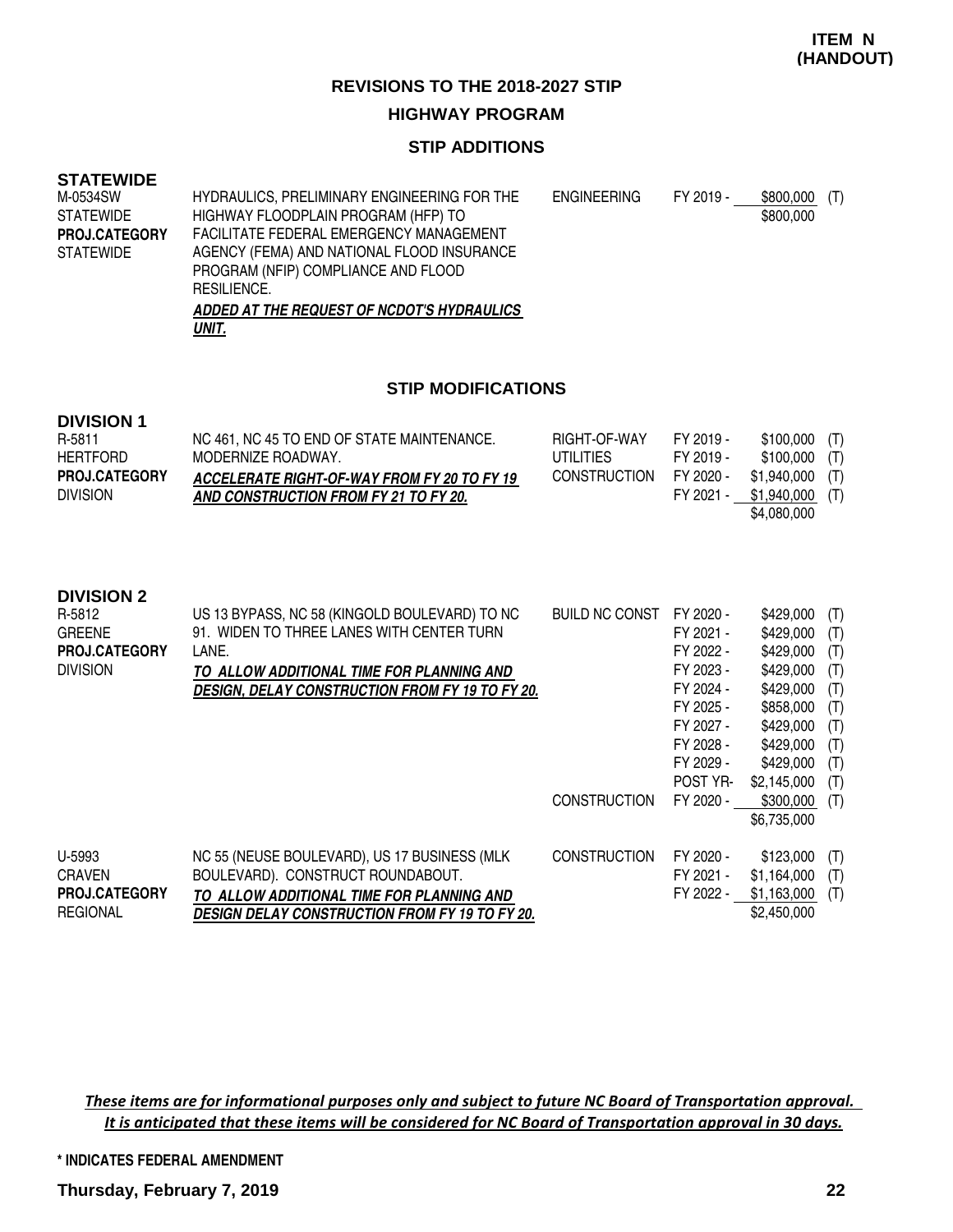**ITEM N (HANDOUT)**

# REVISIONS TO THE 2018-2027 STIP

## HIGHWAY PROGRAM

### STIP ADDITIONS

**STATEWIDE**

| | | | | | |
|---|---|---|---|---|---|
| M-0534SW<br>STATEWIDE<br>**PROJ.CATEGORY**<br>STATEWIDE | HYDRAULICS, PRELIMINARY ENGINEERING FOR THE HIGHWAY FLOODPLAIN PROGRAM (HFP) TO FACILITATE FEDERAL EMERGENCY MANAGEMENT AGENCY (FEMA) AND NATIONAL FLOOD INSURANCE PROGRAM (NFIP) COMPLIANCE AND FLOOD RESILIENCE.<br>***ADDED AT THE REQUEST OF NCDOT'S HYDRAULICS UNIT.*** | ENGINEERING | FY 2019 - | $800,000 | (T) |
| | | | | $800,000 | |

### STIP MODIFICATIONS

**DIVISION 1**

| | | | | | |
|---|---|---|---|---|---|
| R-5811<br>HERTFORD<br>**PROJ.CATEGORY**<br>DIVISION | NC 461, NC 45 TO END OF STATE MAINTENANCE. MODERNIZE ROADWAY.<br>***ACCELERATE RIGHT-OF-WAY FROM FY 20 TO FY 19 AND CONSTRUCTION FROM FY 21 TO FY 20.*** | RIGHT-OF-WAY | FY 2019 - | $100,000 | (T) |
| | | UTILITIES | FY 2019 - | $100,000 | (T) |
| | | CONSTRUCTION | FY 2020 - | $1,940,000 | (T) |
| | | | FY 2021 - | $1,940,000 | (T) |
| | | | | $4,080,000 | |

**DIVISION 2**

| | | | | | |
|---|---|---|---|---|---|
| R-5812<br>GREENE<br>**PROJ.CATEGORY**<br>DIVISION | US 13 BYPASS, NC 58 (KINGOLD BOULEVARD) TO NC 91. WIDEN TO THREE LANES WITH CENTER TURN LANE.<br>***TO ALLOW ADDITIONAL TIME FOR PLANNING AND DESIGN, DELAY CONSTRUCTION FROM FY 19 TO FY 20.*** | BUILD NC CONST | FY 2020 - | $429,000 | (T) |
| | | | FY 2021 - | $429,000 | (T) |
| | | | FY 2022 - | $429,000 | (T) |
| | | | FY 2023 - | $429,000 | (T) |
| | | | FY 2024 - | $429,000 | (T) |
| | | | FY 2025 - | $858,000 | (T) |
| | | | FY 2027 - | $429,000 | (T) |
| | | | FY 2028 - | $429,000 | (T) |
| | | | FY 2029 - | $429,000 | (T) |
| | | | POST YR- | $2,145,000 | (T) |
| | | CONSTRUCTION | FY 2020 - | $300,000 | (T) |
| | | | | $6,735,000 | |
| U-5993<br>CRAVEN<br>**PROJ.CATEGORY**<br>REGIONAL | NC 55 (NEUSE BOULEVARD), US 17 BUSINESS (MLK BOULEVARD). CONSTRUCT ROUNDABOUT.<br>***TO ALLOW ADDITIONAL TIME FOR PLANNING AND DESIGN DELAY CONSTRUCTION FROM FY 19 TO FY 20.*** | CONSTRUCTION | FY 2020 - | $123,000 | (T) |
| | | | FY 2021 - | $1,164,000 | (T) |
| | | | FY 2022 - | $1,163,000 | (T) |
| | | | | $2,450,000 | |

*These items are for informational purposes only and subject to future NC Board of Transportation approval. It is anticipated that these items will be considered for NC Board of Transportation approval in 30 days.*

\* INDICATES FEDERAL AMENDMENT

Thursday, February 7, 2019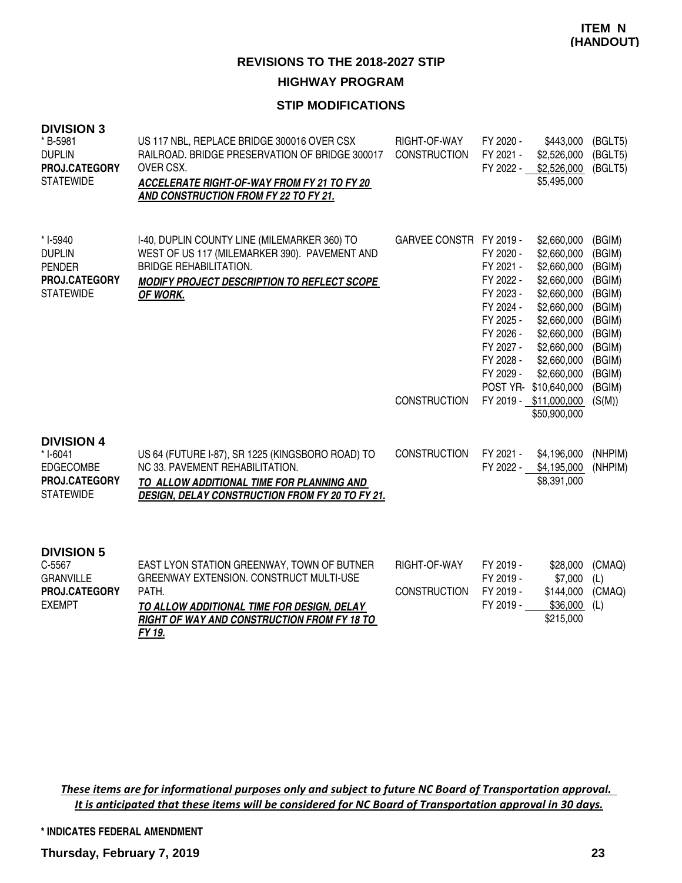**ITEM N (HANDOUT)**

## REVISIONS TO THE 2018-2027 STIP

### HIGHWAY PROGRAM

### STIP MODIFICATIONS

**DIVISION 3**

| Project | Description | Category | Fiscal Year | Amount | Fund |
|---|---|---|---|---|---|
| * B-5981<br>DUPLIN<br>**PROJ.CATEGORY**<br>STATEWIDE | US 117 NBL, REPLACE BRIDGE 300016 OVER CSX RAILROAD. BRIDGE PRESERVATION OF BRIDGE 300017 OVER CSX.<br>***ACCELERATE RIGHT-OF-WAY FROM FY 21 TO FY 20 AND CONSTRUCTION FROM FY 22 TO FY 21.*** | RIGHT-OF-WAY | FY 2020 - | $443,000 | (BGLT5) |
| | | CONSTRUCTION | FY 2021 - | $2,526,000 | (BGLT5) |
| | | | FY 2022 - | $2,526,000 | (BGLT5) |
| | | | | $5,495,000 | |
| * I-5940<br>DUPLIN<br>PENDER<br>**PROJ.CATEGORY**<br>STATEWIDE | I-40, DUPLIN COUNTY LINE (MILEMARKER 360) TO WEST OF US 117 (MILEMARKER 390). PAVEMENT AND BRIDGE REHABILITATION.<br>***MODIFY PROJECT DESCRIPTION TO REFLECT SCOPE OF WORK.*** | GARVEE CONSTR | FY 2019 - | $2,660,000 | (BGIM) |
| | | | FY 2020 - | $2,660,000 | (BGIM) |
| | | | FY 2021 - | $2,660,000 | (BGIM) |
| | | | FY 2022 - | $2,660,000 | (BGIM) |
| | | | FY 2023 - | $2,660,000 | (BGIM) |
| | | | FY 2024 - | $2,660,000 | (BGIM) |
| | | | FY 2025 - | $2,660,000 | (BGIM) |
| | | | FY 2026 - | $2,660,000 | (BGIM) |
| | | | FY 2027 - | $2,660,000 | (BGIM) |
| | | | FY 2028 - | $2,660,000 | (BGIM) |
| | | | FY 2029 - | $2,660,000 | (BGIM) |
| | | | POST YR- | $10,640,000 | (BGIM) |
| | | CONSTRUCTION | FY 2019 - | $11,000,000 | (S(M)) |
| | | | | $50,900,000 | |

**DIVISION 4**

| Project | Description | Category | Fiscal Year | Amount | Fund |
|---|---|---|---|---|---|
| * I-6041<br>EDGECOMBE<br>**PROJ.CATEGORY**<br>STATEWIDE | US 64 (FUTURE I-87), SR 1225 (KINGSBORO ROAD) TO NC 33. PAVEMENT REHABILITATION.<br>***TO ALLOW ADDITIONAL TIME FOR PLANNING AND DESIGN, DELAY CONSTRUCTION FROM FY 20 TO FY 21.*** | CONSTRUCTION | FY 2021 - | $4,196,000 | (NHPIM) |
| | | | FY 2022 - | $4,195,000 | (NHPIM) |
| | | | | $8,391,000 | |

**DIVISION 5**

| Project | Description | Category | Fiscal Year | Amount | Fund |
|---|---|---|---|---|---|
| C-5567<br>GRANVILLE<br>**PROJ.CATEGORY**<br>EXEMPT | EAST LYON STATION GREENWAY, TOWN OF BUTNER GREENWAY EXTENSION. CONSTRUCT MULTI-USE PATH.<br>***TO ALLOW ADDITIONAL TIME FOR DESIGN, DELAY RIGHT OF WAY AND CONSTRUCTION FROM FY 18 TO FY 19.*** | RIGHT-OF-WAY | FY 2019 - | $28,000 | (CMAQ) |
| | | | FY 2019 - | $7,000 | (L) |
| | | CONSTRUCTION | FY 2019 - | $144,000 | (CMAQ) |
| | | | FY 2019 - | $36,000 | (L) |
| | | | | $215,000 | |

*These items are for informational purposes only and subject to future NC Board of Transportation approval. It is anticipated that these items will be considered for NC Board of Transportation approval in 30 days.*

**\* INDICATES FEDERAL AMENDMENT**

**Thursday, February 7, 2019**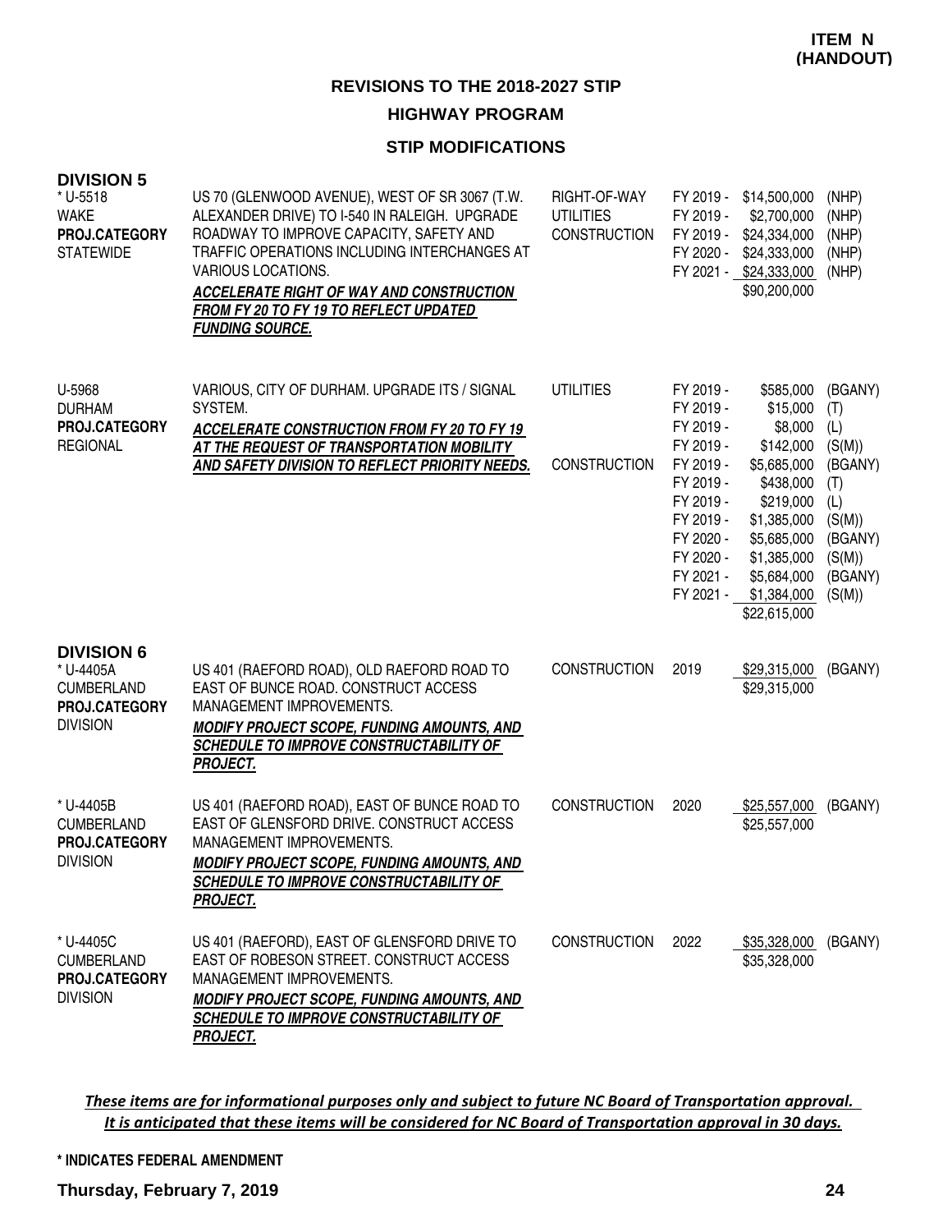**ITEM N (HANDOUT)**

## REVISIONS TO THE 2018-2027 STIP

### HIGHWAY PROGRAM

### STIP MODIFICATIONS

### DIVISION 5

| Project | Description | Phase | Year | Amount | Funding |
|---|---|---|---|---|---|
| * U-5518<br>WAKE<br>**PROJ.CATEGORY**<br>STATEWIDE | US 70 (GLENWOOD AVENUE), WEST OF SR 3067 (T.W. ALEXANDER DRIVE) TO I-540 IN RALEIGH. UPGRADE ROADWAY TO IMPROVE CAPACITY, SAFETY AND TRAFFIC OPERATIONS INCLUDING INTERCHANGES AT VARIOUS LOCATIONS.<br>***ACCELERATE RIGHT OF WAY AND CONSTRUCTION FROM FY 20 TO FY 19 TO REFLECT UPDATED FUNDING SOURCE.*** | RIGHT-OF-WAY | FY 2019 - | $14,500,000 | (NHP) |
| | | UTILITIES | FY 2019 - | $2,700,000 | (NHP) |
| | | CONSTRUCTION | FY 2019 - | $24,334,000 | (NHP) |
| | | | FY 2020 - | $24,333,000 | (NHP) |
| | | | FY 2021 - | $24,333,000 | (NHP) |
| | | | | $90,200,000 | |
| U-5968<br>DURHAM<br>**PROJ.CATEGORY**<br>REGIONAL | VARIOUS, CITY OF DURHAM. UPGRADE ITS / SIGNAL SYSTEM.<br>***ACCELERATE CONSTRUCTION FROM FY 20 TO FY 19 AT THE REQUEST OF TRANSPORTATION MOBILITY AND SAFETY DIVISION TO REFLECT PRIORITY NEEDS.*** | UTILITIES | FY 2019 - | $585,000 | (BGANY) |
| | | | FY 2019 - | $15,000 | (T) |
| | | | FY 2019 - | $8,000 | (L) |
| | | | FY 2019 - | $142,000 | (S(M)) |
| | | CONSTRUCTION | FY 2019 - | $5,685,000 | (BGANY) |
| | | | FY 2019 - | $438,000 | (T) |
| | | | FY 2019 - | $219,000 | (L) |
| | | | FY 2019 - | $1,385,000 | (S(M)) |
| | | | FY 2020 - | $5,685,000 | (BGANY) |
| | | | FY 2020 - | $1,385,000 | (S(M)) |
| | | | FY 2021 - | $5,684,000 | (BGANY) |
| | | | FY 2021 - | $1,384,000 | (S(M)) |
| | | | | $22,615,000 | |

### DIVISION 6

| Project | Description | Phase | Year | Amount | Funding |
|---|---|---|---|---|---|
| * U-4405A<br>CUMBERLAND<br>**PROJ.CATEGORY**<br>DIVISION | US 401 (RAEFORD ROAD), OLD RAEFORD ROAD TO EAST OF BUNCE ROAD. CONSTRUCT ACCESS MANAGEMENT IMPROVEMENTS.<br>***MODIFY PROJECT SCOPE, FUNDING AMOUNTS, AND SCHEDULE TO IMPROVE CONSTRUCTABILITY OF PROJECT.*** | CONSTRUCTION | 2019 | $29,315,000 | (BGANY) |
| | | | | $29,315,000 | |
| * U-4405B<br>CUMBERLAND<br>**PROJ.CATEGORY**<br>DIVISION | US 401 (RAEFORD ROAD), EAST OF BUNCE ROAD TO EAST OF GLENSFORD DRIVE. CONSTRUCT ACCESS MANAGEMENT IMPROVEMENTS.<br>***MODIFY PROJECT SCOPE, FUNDING AMOUNTS, AND SCHEDULE TO IMPROVE CONSTRUCTABILITY OF PROJECT.*** | CONSTRUCTION | 2020 | $25,557,000 | (BGANY) |
| | | | | $25,557,000 | |
| * U-4405C<br>CUMBERLAND<br>**PROJ.CATEGORY**<br>DIVISION | US 401 (RAEFORD), EAST OF GLENSFORD DRIVE TO EAST OF ROBESON STREET. CONSTRUCT ACCESS MANAGEMENT IMPROVEMENTS.<br>***MODIFY PROJECT SCOPE, FUNDING AMOUNTS, AND SCHEDULE TO IMPROVE CONSTRUCTABILITY OF PROJECT.*** | CONSTRUCTION | 2022 | $35,328,000 | (BGANY) |
| | | | | $35,328,000 | |

*These items are for informational purposes only and subject to future NC Board of Transportation approval. It is anticipated that these items will be considered for NC Board of Transportation approval in 30 days.*

**\* INDICATES FEDERAL AMENDMENT**

**Thursday, February 7, 2019**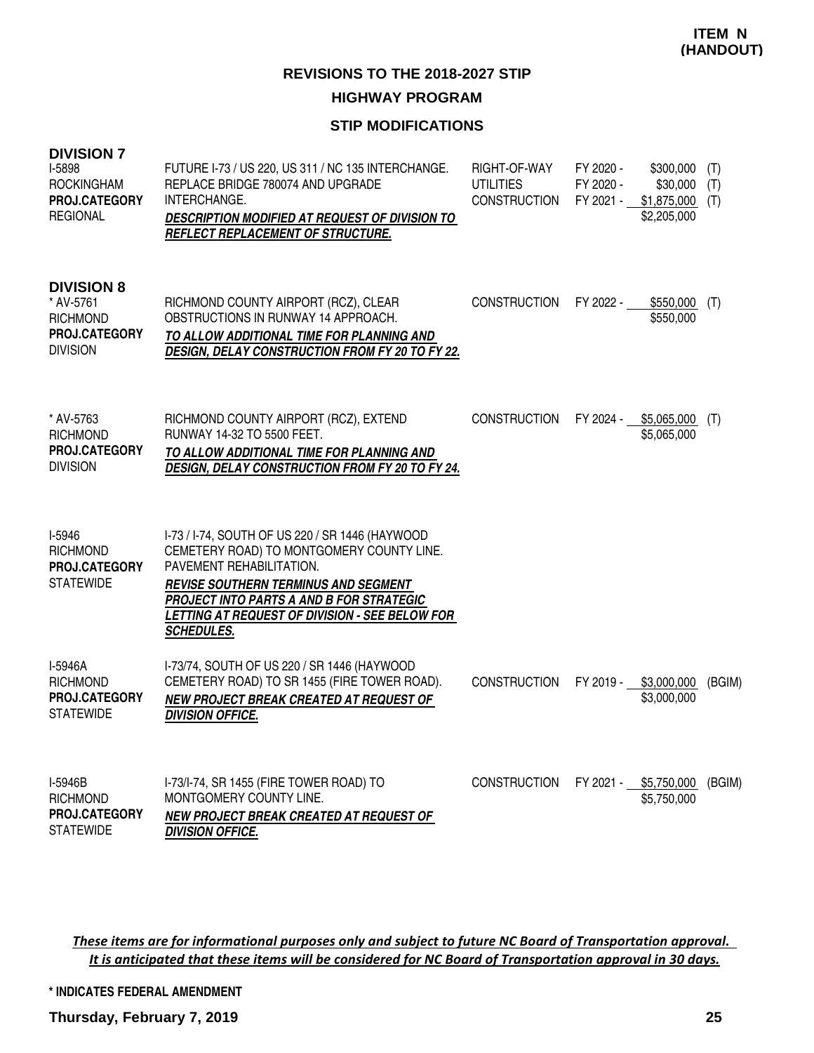**ITEM N (HANDOUT)**

# REVISIONS TO THE 2018-2027 STIP

## HIGHWAY PROGRAM

### STIP MODIFICATIONS

**DIVISION 7**

| Project | Description | Phase | Fiscal Year | Amount | Funding |
|---|---|---|---|---|---|
| I-5898<br>ROCKINGHAM<br>**PROJ.CATEGORY**<br>REGIONAL | FUTURE I-73 / US 220, US 311 / NC 135 INTERCHANGE. REPLACE BRIDGE 780074 AND UPGRADE INTERCHANGE.<br>***DESCRIPTION MODIFIED AT REQUEST OF DIVISION TO REFLECT REPLACEMENT OF STRUCTURE.*** | RIGHT-OF-WAY | FY 2020 - | $300,000 | (T) |
| | | UTILITIES | FY 2020 - | $30,000 | (T) |
| | | CONSTRUCTION | FY 2021 - | $1,875,000 | (T) |
| | | | | $2,205,000 | |

**DIVISION 8**

| Project | Description | Phase | Fiscal Year | Amount | Funding |
|---|---|---|---|---|---|
| * AV-5761<br>RICHMOND<br>**PROJ.CATEGORY**<br>DIVISION | RICHMOND COUNTY AIRPORT (RCZ), CLEAR OBSTRUCTIONS IN RUNWAY 14 APPROACH.<br>***TO ALLOW ADDITIONAL TIME FOR PLANNING AND DESIGN, DELAY CONSTRUCTION FROM FY 20 TO FY 22.*** | CONSTRUCTION | FY 2022 - | $550,000 | (T) |
| | | | | $550,000 | |
| * AV-5763<br>RICHMOND<br>**PROJ.CATEGORY**<br>DIVISION | RICHMOND COUNTY AIRPORT (RCZ), EXTEND RUNWAY 14-32 TO 5500 FEET.<br>***TO ALLOW ADDITIONAL TIME FOR PLANNING AND DESIGN, DELAY CONSTRUCTION FROM FY 20 TO FY 24.*** | CONSTRUCTION | FY 2024 - | $5,065,000 | (T) |
| | | | | $5,065,000 | |
| I-5946<br>RICHMOND<br>**PROJ.CATEGORY**<br>STATEWIDE | I-73 / I-74, SOUTH OF US 220 / SR 1446 (HAYWOOD CEMETERY ROAD) TO MONTGOMERY COUNTY LINE. PAVEMENT REHABILITATION.<br>***REVISE SOUTHERN TERMINUS AND SEGMENT PROJECT INTO PARTS A AND B FOR STRATEGIC LETTING AT REQUEST OF DIVISION - SEE BELOW FOR SCHEDULES.*** | | | | |
| I-5946A<br>RICHMOND<br>**PROJ.CATEGORY**<br>STATEWIDE | I-73/74, SOUTH OF US 220 / SR 1446 (HAYWOOD CEMETERY ROAD) TO SR 1455 (FIRE TOWER ROAD).<br>***NEW PROJECT BREAK CREATED AT REQUEST OF DIVISION OFFICE.*** | CONSTRUCTION | FY 2019 - | $3,000,000 | (BGIM) |
| | | | | $3,000,000 | |
| I-5946B<br>RICHMOND<br>**PROJ.CATEGORY**<br>STATEWIDE | I-73/I-74, SR 1455 (FIRE TOWER ROAD) TO MONTGOMERY COUNTY LINE.<br>***NEW PROJECT BREAK CREATED AT REQUEST OF DIVISION OFFICE.*** | CONSTRUCTION | FY 2021 - | $5,750,000 | (BGIM) |
| | | | | $5,750,000 | |

*These items are for informational purposes only and subject to future NC Board of Transportation approval. It is anticipated that these items will be considered for NC Board of Transportation approval in 30 days.*

**\* INDICATES FEDERAL AMENDMENT**

**Thursday, February 7, 2019**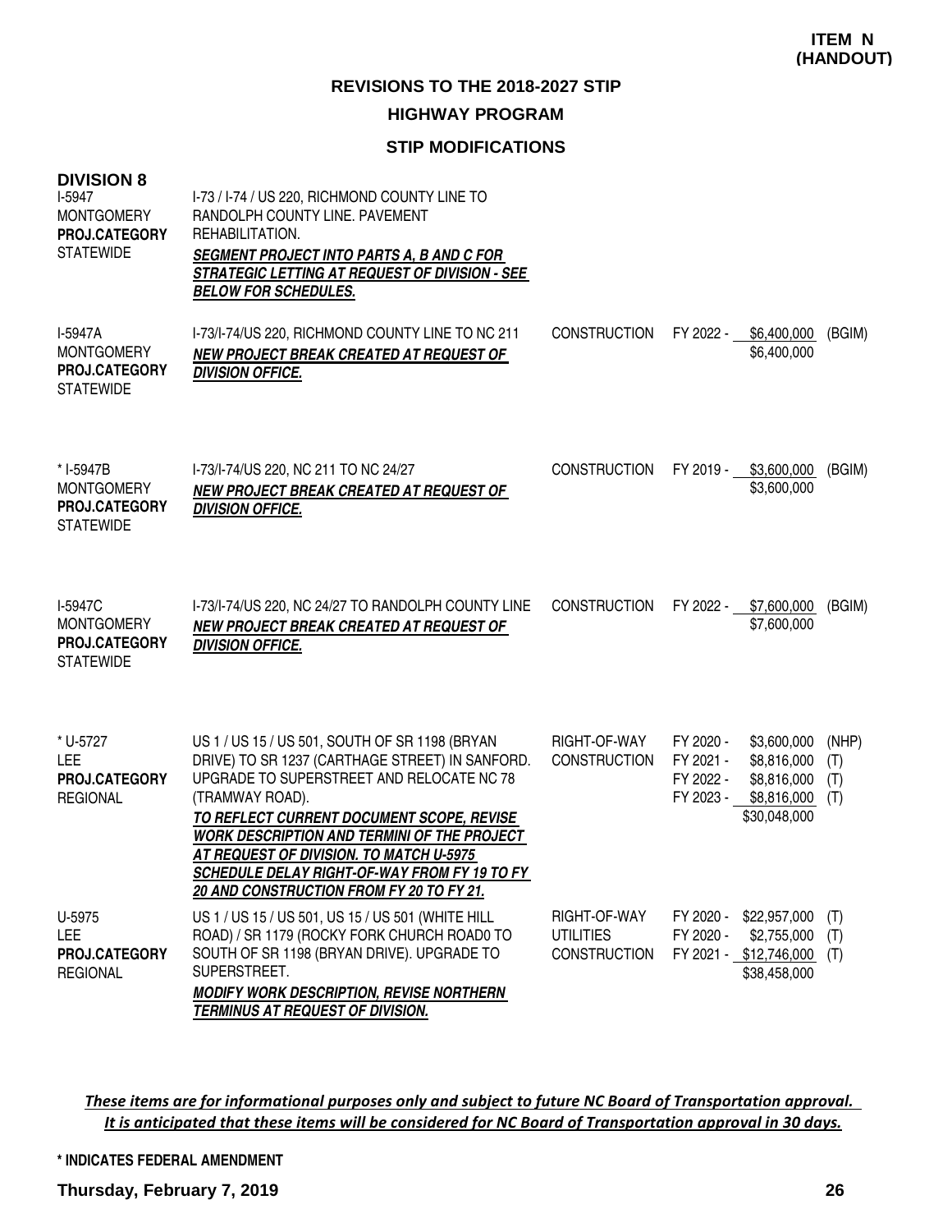**ITEM N (HANDOUT)**

## REVISIONS TO THE 2018-2027 STIP

### HIGHWAY PROGRAM

### STIP MODIFICATIONS

**DIVISION 8**

| Project | Description | Phase | Fiscal Year | Amount | Funding |
|---|---|---|---|---|---|
| I-5947<br>MONTGOMERY<br>**PROJ.CATEGORY**<br>STATEWIDE | I-73 / I-74 / US 220, RICHMOND COUNTY LINE TO RANDOLPH COUNTY LINE. PAVEMENT REHABILITATION.<br>***SEGMENT PROJECT INTO PARTS A, B AND C FOR STRATEGIC LETTING AT REQUEST OF DIVISION - SEE BELOW FOR SCHEDULES.*** | | | | |
| I-5947A<br>MONTGOMERY<br>**PROJ.CATEGORY**<br>STATEWIDE | I-73/I-74/US 220, RICHMOND COUNTY LINE TO NC 211<br>***NEW PROJECT BREAK CREATED AT REQUEST OF DIVISION OFFICE.*** | CONSTRUCTION | FY 2022 - | $6,400,000<br>$6,400,000 | (BGIM) |
| * I-5947B<br>MONTGOMERY<br>**PROJ.CATEGORY**<br>STATEWIDE | I-73/I-74/US 220, NC 211 TO NC 24/27<br>***NEW PROJECT BREAK CREATED AT REQUEST OF DIVISION OFFICE.*** | CONSTRUCTION | FY 2019 - | $3,600,000<br>$3,600,000 | (BGIM) |
| I-5947C<br>MONTGOMERY<br>**PROJ.CATEGORY**<br>STATEWIDE | I-73/I-74/US 220, NC 24/27 TO RANDOLPH COUNTY LINE<br>***NEW PROJECT BREAK CREATED AT REQUEST OF DIVISION OFFICE.*** | CONSTRUCTION | FY 2022 - | $7,600,000<br>$7,600,000 | (BGIM) |
| * U-5727<br>LEE<br>**PROJ.CATEGORY**<br>REGIONAL | US 1 / US 15 / US 501, SOUTH OF SR 1198 (BRYAN DRIVE) TO SR 1237 (CARTHAGE STREET) IN SANFORD. UPGRADE TO SUPERSTREET AND RELOCATE NC 78 (TRAMWAY ROAD).<br>***TO REFLECT CURRENT DOCUMENT SCOPE, REVISE WORK DESCRIPTION AND TERMINI OF THE PROJECT AT REQUEST OF DIVISION. TO MATCH U-5975 SCHEDULE DELAY RIGHT-OF-WAY FROM FY 19 TO FY 20 AND CONSTRUCTION FROM FY 20 TO FY 21.*** | RIGHT-OF-WAY<br>CONSTRUCTION | FY 2020 -<br>FY 2021 -<br>FY 2022 -<br>FY 2023 - | $3,600,000<br>$8,816,000<br>$8,816,000<br>$8,816,000<br>$30,048,000 | (NHP)<br>(T)<br>(T)<br>(T) |
| U-5975<br>LEE<br>**PROJ.CATEGORY**<br>REGIONAL | US 1 / US 15 / US 501, US 15 / US 501 (WHITE HILL ROAD) / SR 1179 (ROCKY FORK CHURCH ROAD0 TO SOUTH OF SR 1198 (BRYAN DRIVE). UPGRADE TO SUPERSTREET.<br>***MODIFY WORK DESCRIPTION, REVISE NORTHERN TERMINUS AT REQUEST OF DIVISION.*** | RIGHT-OF-WAY<br>UTILITIES<br>CONSTRUCTION | FY 2020 -<br>FY 2020 -<br>FY 2021 - | $22,957,000<br>$2,755,000<br>$12,746,000<br>$38,458,000 | (T)<br>(T)<br>(T) |

***These items are for informational purposes only and subject to future NC Board of Transportation approval. It is anticipated that these items will be considered for NC Board of Transportation approval in 30 days.***

**\* INDICATES FEDERAL AMENDMENT**

**Thursday, February 7, 2019**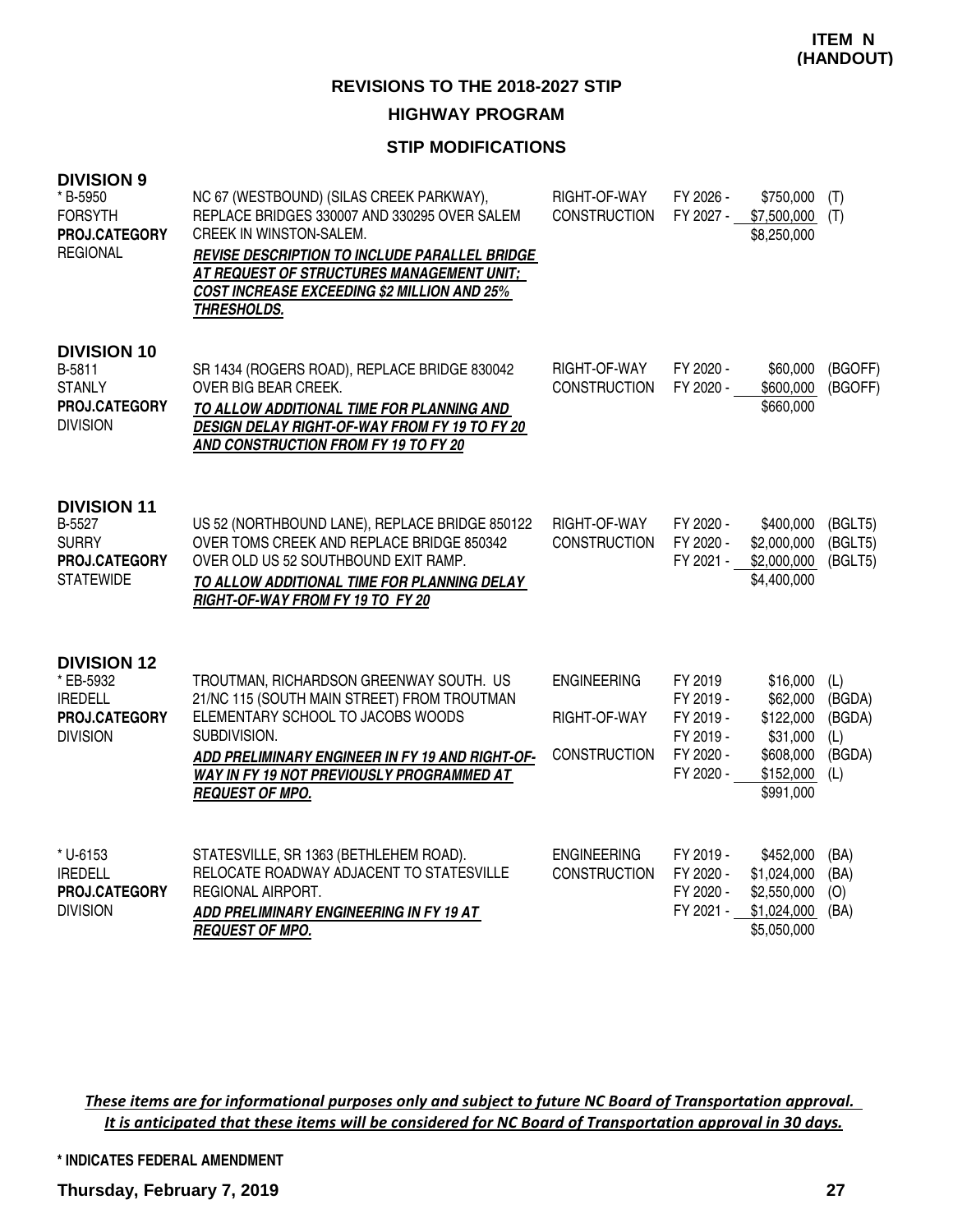**ITEM N (HANDOUT)**

# REVISIONS TO THE 2018-2027 STIP

## HIGHWAY PROGRAM

### STIP MODIFICATIONS

**DIVISION 9**

| Project | Description | Work Type | Fiscal Year | Amount | Funding |
|---|---|---|---|---|---|
| * B-5950<br>FORSYTH<br>**PROJ.CATEGORY**<br>REGIONAL | NC 67 (WESTBOUND) (SILAS CREEK PARKWAY), REPLACE BRIDGES 330007 AND 330295 OVER SALEM CREEK IN WINSTON-SALEM.<br>***REVISE DESCRIPTION TO INCLUDE PARALLEL BRIDGE AT REQUEST OF STRUCTURES MANAGEMENT UNIT; COST INCREASE EXCEEDING $2 MILLION AND 25% THRESHOLDS.*** | RIGHT-OF-WAY<br>CONSTRUCTION | FY 2026 -<br>FY 2027 - | $750,000<br>$7,500,000<br>$8,250,000 | (T)<br>(T) |

**DIVISION 10**

| Project | Description | Work Type | Fiscal Year | Amount | Funding |
|---|---|---|---|---|---|
| B-5811<br>STANLY<br>**PROJ.CATEGORY**<br>DIVISION | SR 1434 (ROGERS ROAD), REPLACE BRIDGE 830042 OVER BIG BEAR CREEK.<br>***TO ALLOW ADDITIONAL TIME FOR PLANNING AND DESIGN DELAY RIGHT-OF-WAY FROM FY 19 TO FY 20 AND CONSTRUCTION FROM FY 19 TO FY 20*** | RIGHT-OF-WAY<br>CONSTRUCTION | FY 2020 -<br>FY 2020 - | $60,000<br>$600,000<br>$660,000 | (BGOFF)<br>(BGOFF) |

**DIVISION 11**

| Project | Description | Work Type | Fiscal Year | Amount | Funding |
|---|---|---|---|---|---|
| B-5527<br>SURRY<br>**PROJ.CATEGORY**<br>STATEWIDE | US 52 (NORTHBOUND LANE), REPLACE BRIDGE 850122 OVER TOMS CREEK AND REPLACE BRIDGE 850342 OVER OLD US 52 SOUTHBOUND EXIT RAMP.<br>***TO ALLOW ADDITIONAL TIME FOR PLANNING DELAY RIGHT-OF-WAY FROM FY 19 TO FY 20*** | RIGHT-OF-WAY<br>CONSTRUCTION | FY 2020 -<br>FY 2020 -<br>FY 2021 - | $400,000<br>$2,000,000<br>$2,000,000<br>$4,400,000 | (BGLT5)<br>(BGLT5)<br>(BGLT5) |

**DIVISION 12**

| Project | Description | Work Type | Fiscal Year | Amount | Funding |
|---|---|---|---|---|---|
| * EB-5932<br>IREDELL<br>**PROJ.CATEGORY**<br>DIVISION | TROUTMAN, RICHARDSON GREENWAY SOUTH. US 21/NC 115 (SOUTH MAIN STREET) FROM TROUTMAN ELEMENTARY SCHOOL TO JACOBS WOODS SUBDIVISION.<br>***ADD PRELIMINARY ENGINEER IN FY 19 AND RIGHT-OF-WAY IN FY 19 NOT PREVIOUSLY PROGRAMMED AT REQUEST OF MPO.*** | ENGINEERING<br><br>RIGHT-OF-WAY<br><br>CONSTRUCTION | FY 2019<br>FY 2019 -<br>FY 2019 -<br>FY 2019 -<br>FY 2020 -<br>FY 2020 - | $16,000<br>$62,000<br>$122,000<br>$31,000<br>$608,000<br>$152,000<br>$991,000 | (L)<br>(BGDA)<br>(BGDA)<br>(L)<br>(BGDA)<br>(L) |
| * U-6153<br>IREDELL<br>**PROJ.CATEGORY**<br>DIVISION | STATESVILLE, SR 1363 (BETHLEHEM ROAD). RELOCATE ROADWAY ADJACENT TO STATESVILLE REGIONAL AIRPORT.<br>***ADD PRELIMINARY ENGINEERING IN FY 19 AT REQUEST OF MPO.*** | ENGINEERING<br>CONSTRUCTION | FY 2019 -<br>FY 2020 -<br>FY 2020 -<br>FY 2021 - | $452,000<br>$1,024,000<br>$2,550,000<br>$1,024,000<br>$5,050,000 | (BA)<br>(BA)<br>(O)<br>(BA) |

*These items are for informational purposes only and subject to future NC Board of Transportation approval. It is anticipated that these items will be considered for NC Board of Transportation approval in 30 days.*

**\* INDICATES FEDERAL AMENDMENT**

**Thursday, February 7, 2019**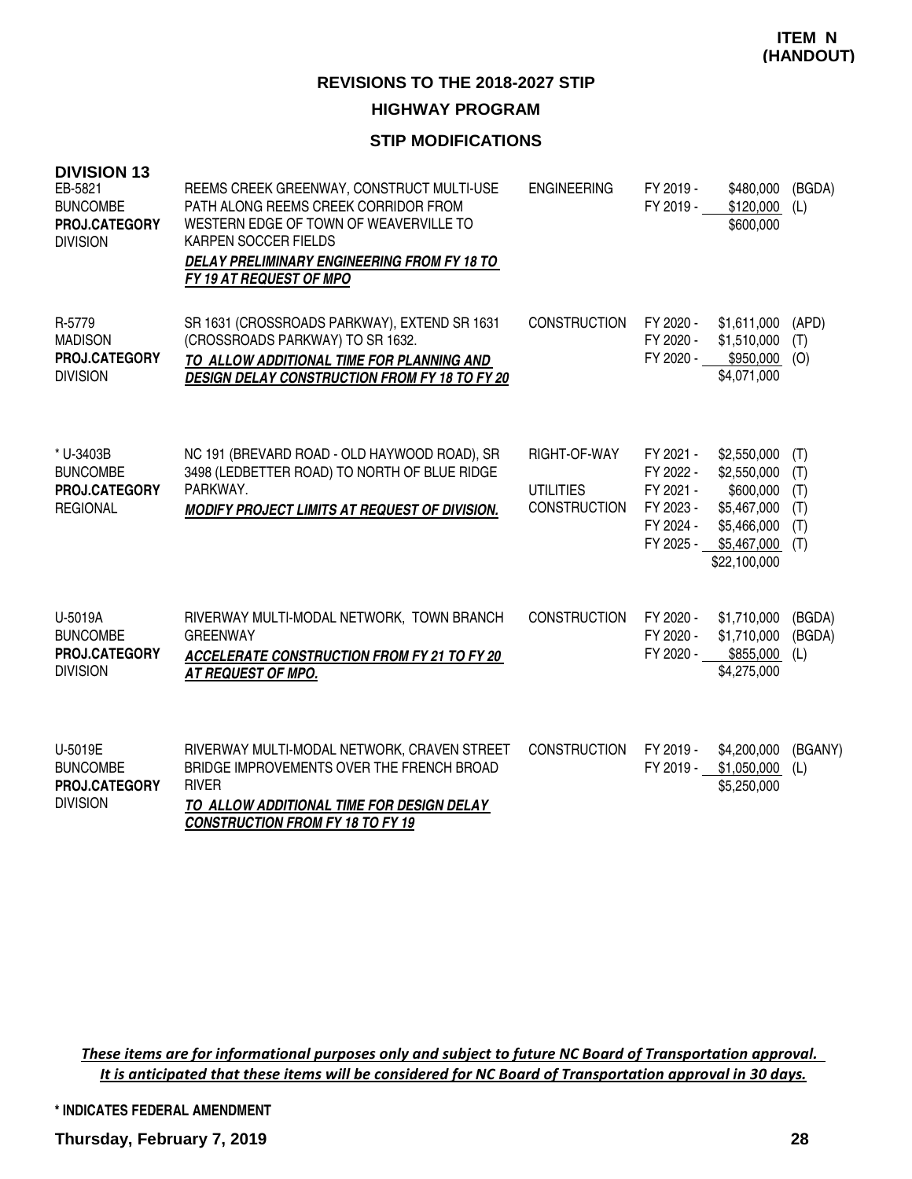**ITEM N (HANDOUT)**

## REVISIONS TO THE 2018-2027 STIP

### HIGHWAY PROGRAM

### STIP MODIFICATIONS

**DIVISION 13**

| Project | Description | Work Type | Fiscal Year | Amount | Fund |
|---|---|---|---|---|---|
| EB-5821<br>BUNCOMBE<br>**PROJ.CATEGORY**<br>DIVISION | REEMS CREEK GREENWAY, CONSTRUCT MULTI-USE PATH ALONG REEMS CREEK CORRIDOR FROM WESTERN EDGE OF TOWN OF WEAVERVILLE TO KARPEN SOCCER FIELDS<br>***DELAY PRELIMINARY ENGINEERING FROM FY 18 TO FY 19 AT REQUEST OF MPO*** | ENGINEERING | FY 2019 -<br>FY 2019 - | \$480,000<br>\$120,000<br>\$600,000 | (BGDA)<br>(L) |
| R-5779<br>MADISON<br>**PROJ.CATEGORY**<br>DIVISION | SR 1631 (CROSSROADS PARKWAY), EXTEND SR 1631 (CROSSROADS PARKWAY) TO SR 1632.<br>***TO ALLOW ADDITIONAL TIME FOR PLANNING AND DESIGN DELAY CONSTRUCTION FROM FY 18 TO FY 20*** | CONSTRUCTION | FY 2020 -<br>FY 2020 -<br>FY 2020 - | \$1,611,000<br>\$1,510,000<br>\$950,000<br>\$4,071,000 | (APD)<br>(T)<br>(O) |
| * U-3403B<br>BUNCOMBE<br>**PROJ.CATEGORY**<br>REGIONAL | NC 191 (BREVARD ROAD - OLD HAYWOOD ROAD), SR 3498 (LEDBETTER ROAD) TO NORTH OF BLUE RIDGE PARKWAY.<br>***MODIFY PROJECT LIMITS AT REQUEST OF DIVISION.*** | RIGHT-OF-WAY<br><br>UTILITIES<br>CONSTRUCTION | FY 2021 -<br>FY 2022 -<br>FY 2021 -<br>FY 2023 -<br>FY 2024 -<br>FY 2025 - | \$2,550,000<br>\$2,550,000<br>\$600,000<br>\$5,467,000<br>\$5,466,000<br>\$5,467,000<br>\$22,100,000 | (T)<br>(T)<br>(T)<br>(T)<br>(T)<br>(T) |
| U-5019A<br>BUNCOMBE<br>**PROJ.CATEGORY**<br>DIVISION | RIVERWAY MULTI-MODAL NETWORK, TOWN BRANCH GREENWAY<br>***ACCELERATE CONSTRUCTION FROM FY 21 TO FY 20 AT REQUEST OF MPO.*** | CONSTRUCTION | FY 2020 -<br>FY 2020 -<br>FY 2020 - | \$1,710,000<br>\$1,710,000<br>\$855,000<br>\$4,275,000 | (BGDA)<br>(BGDA)<br>(L) |
| U-5019E<br>BUNCOMBE<br>**PROJ.CATEGORY**<br>DIVISION | RIVERWAY MULTI-MODAL NETWORK, CRAVEN STREET BRIDGE IMPROVEMENTS OVER THE FRENCH BROAD RIVER<br>***TO ALLOW ADDITIONAL TIME FOR DESIGN DELAY CONSTRUCTION FROM FY 18 TO FY 19*** | CONSTRUCTION | FY 2019 -<br>FY 2019 - | \$4,200,000<br>\$1,050,000<br>\$5,250,000 | (BGANY)<br>(L) |

*These items are for informational purposes only and subject to future NC Board of Transportation approval. It is anticipated that these items will be considered for NC Board of Transportation approval in 30 days.*

**\* INDICATES FEDERAL AMENDMENT**

**Thursday, February 7, 2019**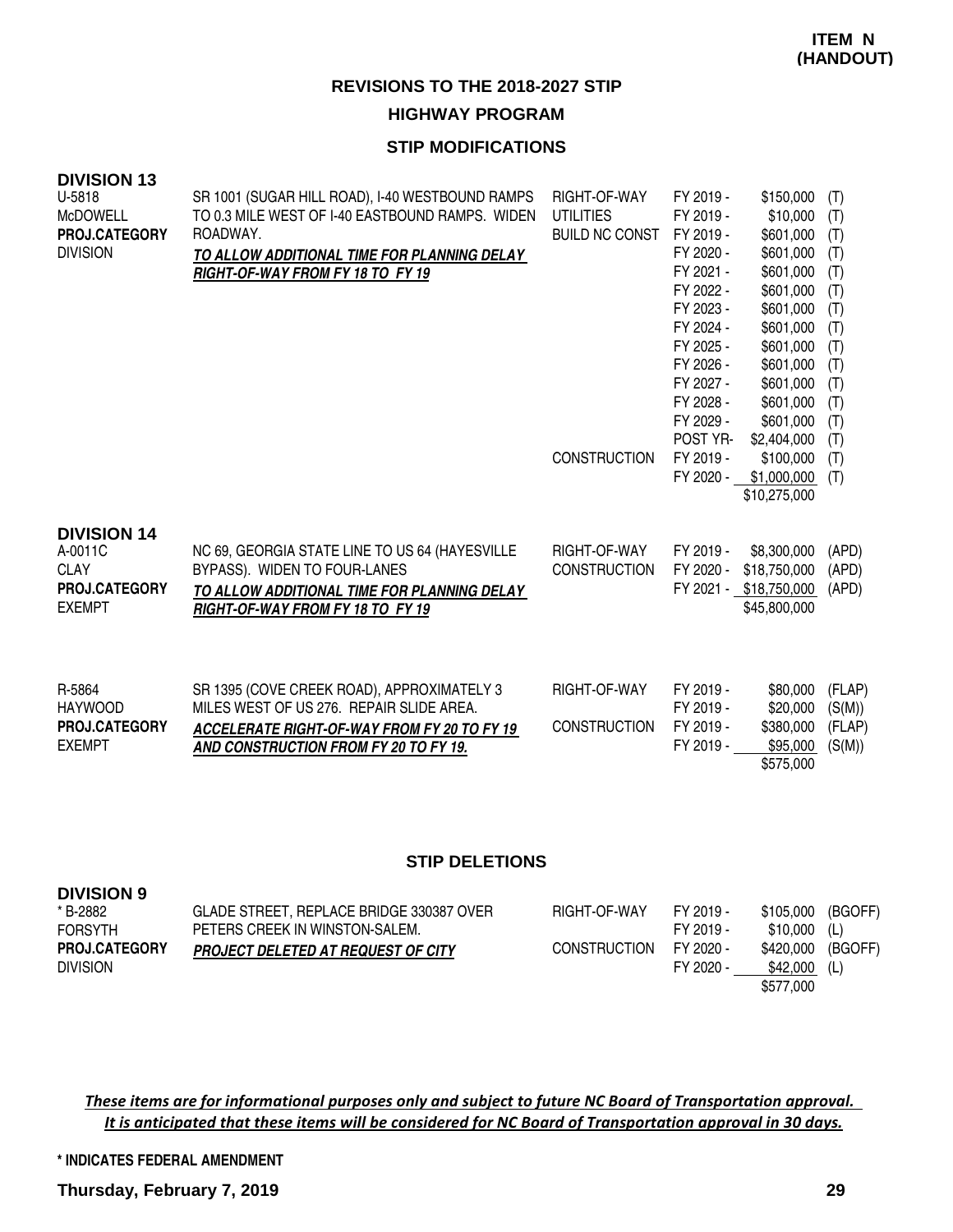**ITEM N (HANDOUT)**

# REVISIONS TO THE 2018-2027 STIP

## HIGHWAY PROGRAM

### STIP MODIFICATIONS

**DIVISION 13**

| Project | Description | Work Type | Fiscal Year | Amount | Fund |
|---|---|---|---|---|---|
| U-5818<br>McDOWELL<br>**PROJ.CATEGORY**<br>DIVISION | SR 1001 (SUGAR HILL ROAD), I-40 WESTBOUND RAMPS TO 0.3 MILE WEST OF I-40 EASTBOUND RAMPS. WIDEN ROADWAY.<br>***TO ALLOW ADDITIONAL TIME FOR PLANNING DELAY RIGHT-OF-WAY FROM FY 18 TO FY 19*** | RIGHT-OF-WAY | FY 2019 - | $150,000 | (T) |
| | | UTILITIES | FY 2019 - | $10,000 | (T) |
| | | BUILD NC CONST | FY 2019 - | $601,000 | (T) |
| | | | FY 2020 - | $601,000 | (T) |
| | | | FY 2021 - | $601,000 | (T) |
| | | | FY 2022 - | $601,000 | (T) |
| | | | FY 2023 - | $601,000 | (T) |
| | | | FY 2024 - | $601,000 | (T) |
| | | | FY 2025 - | $601,000 | (T) |
| | | | FY 2026 - | $601,000 | (T) |
| | | | FY 2027 - | $601,000 | (T) |
| | | | FY 2028 - | $601,000 | (T) |
| | | | FY 2029 - | $601,000 | (T) |
| | | | POST YR- | $2,404,000 | (T) |
| | | CONSTRUCTION | FY 2019 - | $100,000 | (T) |
| | | | FY 2020 - | $1,000,000 | (T) |
| | | | | $10,275,000 | |

**DIVISION 14**

| Project | Description | Work Type | Fiscal Year | Amount | Fund |
|---|---|---|---|---|---|
| A-0011C<br>CLAY<br>**PROJ.CATEGORY**<br>EXEMPT | NC 69, GEORGIA STATE LINE TO US 64 (HAYESVILLE BYPASS). WIDEN TO FOUR-LANES<br>***TO ALLOW ADDITIONAL TIME FOR PLANNING DELAY RIGHT-OF-WAY FROM FY 18 TO FY 19*** | RIGHT-OF-WAY | FY 2019 - | $8,300,000 | (APD) |
| | | CONSTRUCTION | FY 2020 - | $18,750,000 | (APD) |
| | | | FY 2021 - | $18,750,000 | (APD) |
| | | | | $45,800,000 | |
| R-5864<br>HAYWOOD<br>**PROJ.CATEGORY**<br>EXEMPT | SR 1395 (COVE CREEK ROAD), APPROXIMATELY 3 MILES WEST OF US 276. REPAIR SLIDE AREA.<br>***ACCELERATE RIGHT-OF-WAY FROM FY 20 TO FY 19 AND CONSTRUCTION FROM FY 20 TO FY 19.*** | RIGHT-OF-WAY | FY 2019 - | $80,000 | (FLAP) |
| | | | FY 2019 - | $20,000 | (S(M)) |
| | | CONSTRUCTION | FY 2019 - | $380,000 | (FLAP) |
| | | | FY 2019 - | $95,000 | (S(M)) |
| | | | | $575,000 | |

### STIP DELETIONS

**DIVISION 9**

| Project | Description | Work Type | Fiscal Year | Amount | Fund |
|---|---|---|---|---|---|
| * B-2882<br>FORSYTH<br>**PROJ.CATEGORY**<br>DIVISION | GLADE STREET, REPLACE BRIDGE 330387 OVER PETERS CREEK IN WINSTON-SALEM.<br>***PROJECT DELETED AT REQUEST OF CITY*** | RIGHT-OF-WAY | FY 2019 - | $105,000 | (BGOFF) |
| | | | FY 2019 - | $10,000 | (L) |
| | | CONSTRUCTION | FY 2020 - | $420,000 | (BGOFF) |
| | | | FY 2020 - | $42,000 | (L) |
| | | | | $577,000 | |

*These items are for informational purposes only and subject to future NC Board of Transportation approval. It is anticipated that these items will be considered for NC Board of Transportation approval in 30 days.*

**\* INDICATES FEDERAL AMENDMENT**

**Thursday, February 7, 2019**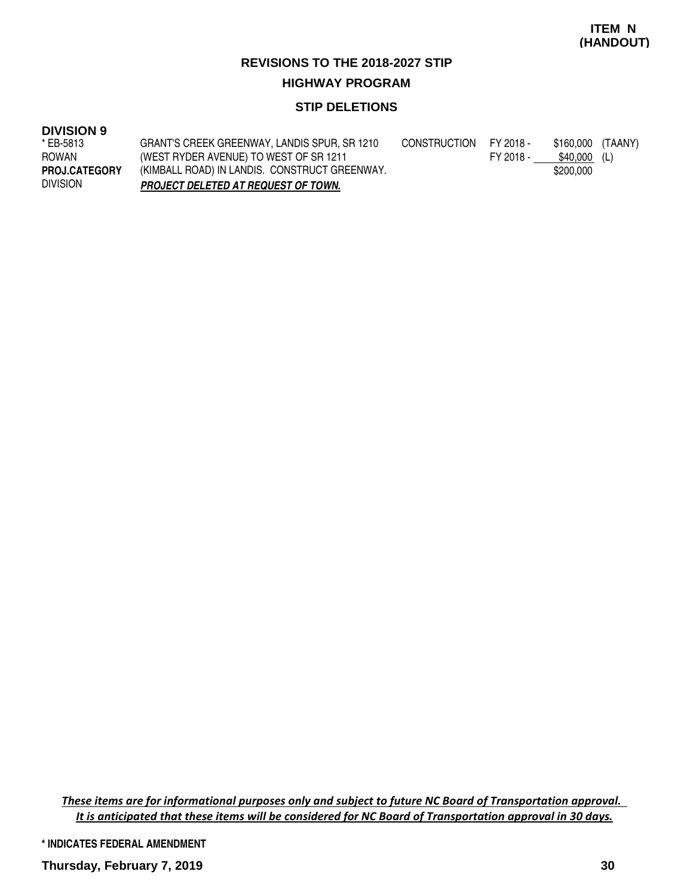**ITEM N (HANDOUT)**

## REVISIONS TO THE 2018-2027 STIP

### HIGHWAY PROGRAM

### STIP DELETIONS

**DIVISION 9**

| | | | | | |
|---|---|---|---|---|---|
| * EB-5813<br>ROWAN<br>**PROJ.CATEGORY**<br>DIVISION | GRANT'S CREEK GREENWAY, LANDIS SPUR, SR 1210 (WEST RYDER AVENUE) TO WEST OF SR 1211 (KIMBALL ROAD) IN LANDIS. CONSTRUCT GREENWAY.<br>***PROJECT DELETED AT REQUEST OF TOWN.*** | CONSTRUCTION | FY 2018 -<br>FY 2018 - | $160,000<br>$40,000<br>$200,000 | (TAANY)<br>(L) |

*These items are for informational purposes only and subject to future NC Board of Transportation approval. It is anticipated that these items will be considered for NC Board of Transportation approval in 30 days.*

\* INDICATES FEDERAL AMENDMENT

**Thursday, February 7, 2019**